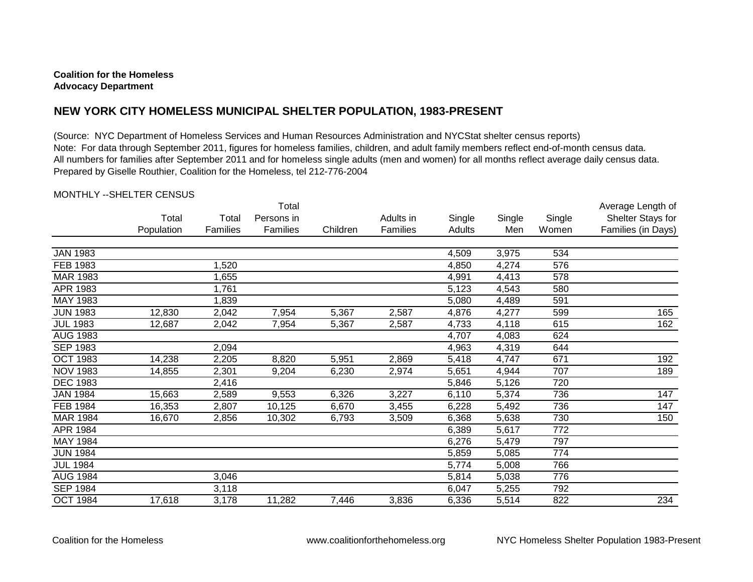**Coalition for the Homeless**
**Advocacy Department**

## NEW YORK CITY HOMELESS MUNICIPAL SHELTER POPULATION, 1983-PRESENT

(Source: NYC Department of Homeless Services and Human Resources Administration and NYCStat shelter census reports)
Note: For data through September 2011, figures for homeless families, children, and adult family members reflect end-of-month census data.
All numbers for families after September 2011 and for homeless single adults (men and women) for all months reflect average daily census data.
Prepared by Giselle Routhier, Coalition for the Homeless, tel 212-776-2004

MONTHLY --SHELTER CENSUS

| | Total Population | Total Families | Total Persons in Families | Children | Adults in Families | Single Adults | Single Men | Single Women | Average Length of Shelter Stays for Families (in Days) |
|---|---|---|---|---|---|---|---|---|---|
| JAN 1983 | | | | | | 4,509 | 3,975 | 534 | |
| FEB 1983 | | 1,520 | | | | 4,850 | 4,274 | 576 | |
| MAR 1983 | | 1,655 | | | | 4,991 | 4,413 | 578 | |
| APR 1983 | | 1,761 | | | | 5,123 | 4,543 | 580 | |
| MAY 1983 | | 1,839 | | | | 5,080 | 4,489 | 591 | |
| JUN 1983 | 12,830 | 2,042 | 7,954 | 5,367 | 2,587 | 4,876 | 4,277 | 599 | 165 |
| JUL 1983 | 12,687 | 2,042 | 7,954 | 5,367 | 2,587 | 4,733 | 4,118 | 615 | 162 |
| AUG 1983 | | | | | | 4,707 | 4,083 | 624 | |
| SEP 1983 | | 2,094 | | | | 4,963 | 4,319 | 644 | |
| OCT 1983 | 14,238 | 2,205 | 8,820 | 5,951 | 2,869 | 5,418 | 4,747 | 671 | 192 |
| NOV 1983 | 14,855 | 2,301 | 9,204 | 6,230 | 2,974 | 5,651 | 4,944 | 707 | 189 |
| DEC 1983 | | 2,416 | | | | 5,846 | 5,126 | 720 | |
| JAN 1984 | 15,663 | 2,589 | 9,553 | 6,326 | 3,227 | 6,110 | 5,374 | 736 | 147 |
| FEB 1984 | 16,353 | 2,807 | 10,125 | 6,670 | 3,455 | 6,228 | 5,492 | 736 | 147 |
| MAR 1984 | 16,670 | 2,856 | 10,302 | 6,793 | 3,509 | 6,368 | 5,638 | 730 | 150 |
| APR 1984 | | | | | | 6,389 | 5,617 | 772 | |
| MAY 1984 | | | | | | 6,276 | 5,479 | 797 | |
| JUN 1984 | | | | | | 5,859 | 5,085 | 774 | |
| JUL 1984 | | | | | | 5,774 | 5,008 | 766 | |
| AUG 1984 | | 3,046 | | | | 5,814 | 5,038 | 776 | |
| SEP 1984 | | 3,118 | | | | 6,047 | 5,255 | 792 | |
| OCT 1984 | 17,618 | 3,178 | 11,282 | 7,446 | 3,836 | 6,336 | 5,514 | 822 | 234 |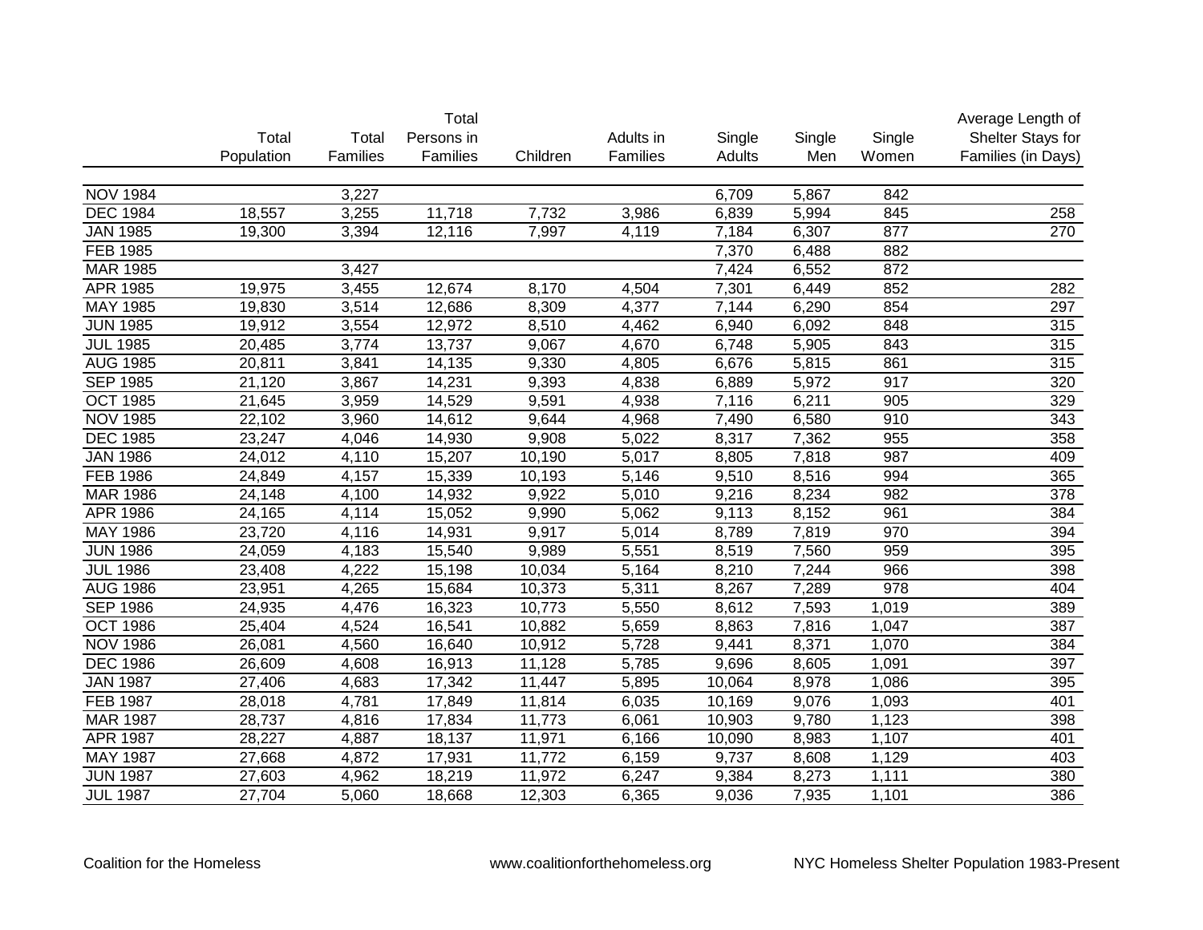| | Total Population | Total Families | Total Persons in Families | Children | Adults in Families | Single Adults | Single Men | Single Women | Average Length of Shelter Stays for Families (in Days) |
|---|---|---|---|---|---|---|---|---|---|
| NOV 1984 | | 3,227 | | | | 6,709 | 5,867 | 842 | |
| DEC 1984 | 18,557 | 3,255 | 11,718 | 7,732 | 3,986 | 6,839 | 5,994 | 845 | 258 |
| JAN 1985 | 19,300 | 3,394 | 12,116 | 7,997 | 4,119 | 7,184 | 6,307 | 877 | 270 |
| FEB 1985 | | | | | | 7,370 | 6,488 | 882 | |
| MAR 1985 | | 3,427 | | | | 7,424 | 6,552 | 872 | |
| APR 1985 | 19,975 | 3,455 | 12,674 | 8,170 | 4,504 | 7,301 | 6,449 | 852 | 282 |
| MAY 1985 | 19,830 | 3,514 | 12,686 | 8,309 | 4,377 | 7,144 | 6,290 | 854 | 297 |
| JUN 1985 | 19,912 | 3,554 | 12,972 | 8,510 | 4,462 | 6,940 | 6,092 | 848 | 315 |
| JUL 1985 | 20,485 | 3,774 | 13,737 | 9,067 | 4,670 | 6,748 | 5,905 | 843 | 315 |
| AUG 1985 | 20,811 | 3,841 | 14,135 | 9,330 | 4,805 | 6,676 | 5,815 | 861 | 315 |
| SEP 1985 | 21,120 | 3,867 | 14,231 | 9,393 | 4,838 | 6,889 | 5,972 | 917 | 320 |
| OCT 1985 | 21,645 | 3,959 | 14,529 | 9,591 | 4,938 | 7,116 | 6,211 | 905 | 329 |
| NOV 1985 | 22,102 | 3,960 | 14,612 | 9,644 | 4,968 | 7,490 | 6,580 | 910 | 343 |
| DEC 1985 | 23,247 | 4,046 | 14,930 | 9,908 | 5,022 | 8,317 | 7,362 | 955 | 358 |
| JAN 1986 | 24,012 | 4,110 | 15,207 | 10,190 | 5,017 | 8,805 | 7,818 | 987 | 409 |
| FEB 1986 | 24,849 | 4,157 | 15,339 | 10,193 | 5,146 | 9,510 | 8,516 | 994 | 365 |
| MAR 1986 | 24,148 | 4,100 | 14,932 | 9,922 | 5,010 | 9,216 | 8,234 | 982 | 378 |
| APR 1986 | 24,165 | 4,114 | 15,052 | 9,990 | 5,062 | 9,113 | 8,152 | 961 | 384 |
| MAY 1986 | 23,720 | 4,116 | 14,931 | 9,917 | 5,014 | 8,789 | 7,819 | 970 | 394 |
| JUN 1986 | 24,059 | 4,183 | 15,540 | 9,989 | 5,551 | 8,519 | 7,560 | 959 | 395 |
| JUL 1986 | 23,408 | 4,222 | 15,198 | 10,034 | 5,164 | 8,210 | 7,244 | 966 | 398 |
| AUG 1986 | 23,951 | 4,265 | 15,684 | 10,373 | 5,311 | 8,267 | 7,289 | 978 | 404 |
| SEP 1986 | 24,935 | 4,476 | 16,323 | 10,773 | 5,550 | 8,612 | 7,593 | 1,019 | 389 |
| OCT 1986 | 25,404 | 4,524 | 16,541 | 10,882 | 5,659 | 8,863 | 7,816 | 1,047 | 387 |
| NOV 1986 | 26,081 | 4,560 | 16,640 | 10,912 | 5,728 | 9,441 | 8,371 | 1,070 | 384 |
| DEC 1986 | 26,609 | 4,608 | 16,913 | 11,128 | 5,785 | 9,696 | 8,605 | 1,091 | 397 |
| JAN 1987 | 27,406 | 4,683 | 17,342 | 11,447 | 5,895 | 10,064 | 8,978 | 1,086 | 395 |
| FEB 1987 | 28,018 | 4,781 | 17,849 | 11,814 | 6,035 | 10,169 | 9,076 | 1,093 | 401 |
| MAR 1987 | 28,737 | 4,816 | 17,834 | 11,773 | 6,061 | 10,903 | 9,780 | 1,123 | 398 |
| APR 1987 | 28,227 | 4,887 | 18,137 | 11,971 | 6,166 | 10,090 | 8,983 | 1,107 | 401 |
| MAY 1987 | 27,668 | 4,872 | 17,931 | 11,772 | 6,159 | 9,737 | 8,608 | 1,129 | 403 |
| JUN 1987 | 27,603 | 4,962 | 18,219 | 11,972 | 6,247 | 9,384 | 8,273 | 1,111 | 380 |
| JUL 1987 | 27,704 | 5,060 | 18,668 | 12,303 | 6,365 | 9,036 | 7,935 | 1,101 | 386 |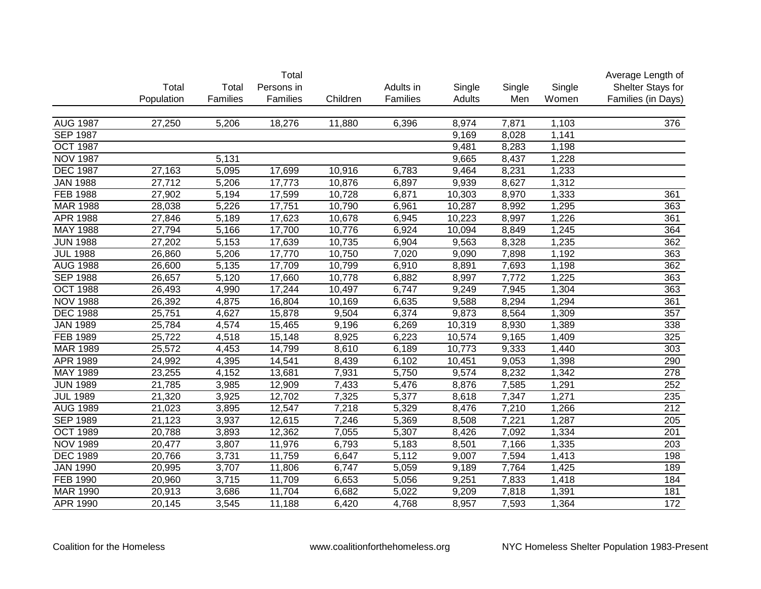| | Total Population | Total Families | Total Persons in Families | Children | Adults in Families | Single Adults | Single Men | Single Women | Average Length of Shelter Stays for Families (in Days) |
|---|---|---|---|---|---|---|---|---|---|
| AUG 1987 | 27,250 | 5,206 | 18,276 | 11,880 | 6,396 | 8,974 | 7,871 | 1,103 | 376 |
| SEP 1987 | | | | | | 9,169 | 8,028 | 1,141 | |
| OCT 1987 | | | | | | 9,481 | 8,283 | 1,198 | |
| NOV 1987 | | 5,131 | | | | 9,665 | 8,437 | 1,228 | |
| DEC 1987 | 27,163 | 5,095 | 17,699 | 10,916 | 6,783 | 9,464 | 8,231 | 1,233 | |
| JAN 1988 | 27,712 | 5,206 | 17,773 | 10,876 | 6,897 | 9,939 | 8,627 | 1,312 | |
| FEB 1988 | 27,902 | 5,194 | 17,599 | 10,728 | 6,871 | 10,303 | 8,970 | 1,333 | 361 |
| MAR 1988 | 28,038 | 5,226 | 17,751 | 10,790 | 6,961 | 10,287 | 8,992 | 1,295 | 363 |
| APR 1988 | 27,846 | 5,189 | 17,623 | 10,678 | 6,945 | 10,223 | 8,997 | 1,226 | 361 |
| MAY 1988 | 27,794 | 5,166 | 17,700 | 10,776 | 6,924 | 10,094 | 8,849 | 1,245 | 364 |
| JUN 1988 | 27,202 | 5,153 | 17,639 | 10,735 | 6,904 | 9,563 | 8,328 | 1,235 | 362 |
| JUL 1988 | 26,860 | 5,206 | 17,770 | 10,750 | 7,020 | 9,090 | 7,898 | 1,192 | 363 |
| AUG 1988 | 26,600 | 5,135 | 17,709 | 10,799 | 6,910 | 8,891 | 7,693 | 1,198 | 362 |
| SEP 1988 | 26,657 | 5,120 | 17,660 | 10,778 | 6,882 | 8,997 | 7,772 | 1,225 | 363 |
| OCT 1988 | 26,493 | 4,990 | 17,244 | 10,497 | 6,747 | 9,249 | 7,945 | 1,304 | 363 |
| NOV 1988 | 26,392 | 4,875 | 16,804 | 10,169 | 6,635 | 9,588 | 8,294 | 1,294 | 361 |
| DEC 1988 | 25,751 | 4,627 | 15,878 | 9,504 | 6,374 | 9,873 | 8,564 | 1,309 | 357 |
| JAN 1989 | 25,784 | 4,574 | 15,465 | 9,196 | 6,269 | 10,319 | 8,930 | 1,389 | 338 |
| FEB 1989 | 25,722 | 4,518 | 15,148 | 8,925 | 6,223 | 10,574 | 9,165 | 1,409 | 325 |
| MAR 1989 | 25,572 | 4,453 | 14,799 | 8,610 | 6,189 | 10,773 | 9,333 | 1,440 | 303 |
| APR 1989 | 24,992 | 4,395 | 14,541 | 8,439 | 6,102 | 10,451 | 9,053 | 1,398 | 290 |
| MAY 1989 | 23,255 | 4,152 | 13,681 | 7,931 | 5,750 | 9,574 | 8,232 | 1,342 | 278 |
| JUN 1989 | 21,785 | 3,985 | 12,909 | 7,433 | 5,476 | 8,876 | 7,585 | 1,291 | 252 |
| JUL 1989 | 21,320 | 3,925 | 12,702 | 7,325 | 5,377 | 8,618 | 7,347 | 1,271 | 235 |
| AUG 1989 | 21,023 | 3,895 | 12,547 | 7,218 | 5,329 | 8,476 | 7,210 | 1,266 | 212 |
| SEP 1989 | 21,123 | 3,937 | 12,615 | 7,246 | 5,369 | 8,508 | 7,221 | 1,287 | 205 |
| OCT 1989 | 20,788 | 3,893 | 12,362 | 7,055 | 5,307 | 8,426 | 7,092 | 1,334 | 201 |
| NOV 1989 | 20,477 | 3,807 | 11,976 | 6,793 | 5,183 | 8,501 | 7,166 | 1,335 | 203 |
| DEC 1989 | 20,766 | 3,731 | 11,759 | 6,647 | 5,112 | 9,007 | 7,594 | 1,413 | 198 |
| JAN 1990 | 20,995 | 3,707 | 11,806 | 6,747 | 5,059 | 9,189 | 7,764 | 1,425 | 189 |
| FEB 1990 | 20,960 | 3,715 | 11,709 | 6,653 | 5,056 | 9,251 | 7,833 | 1,418 | 184 |
| MAR 1990 | 20,913 | 3,686 | 11,704 | 6,682 | 5,022 | 9,209 | 7,818 | 1,391 | 181 |
| APR 1990 | 20,145 | 3,545 | 11,188 | 6,420 | 4,768 | 8,957 | 7,593 | 1,364 | 172 |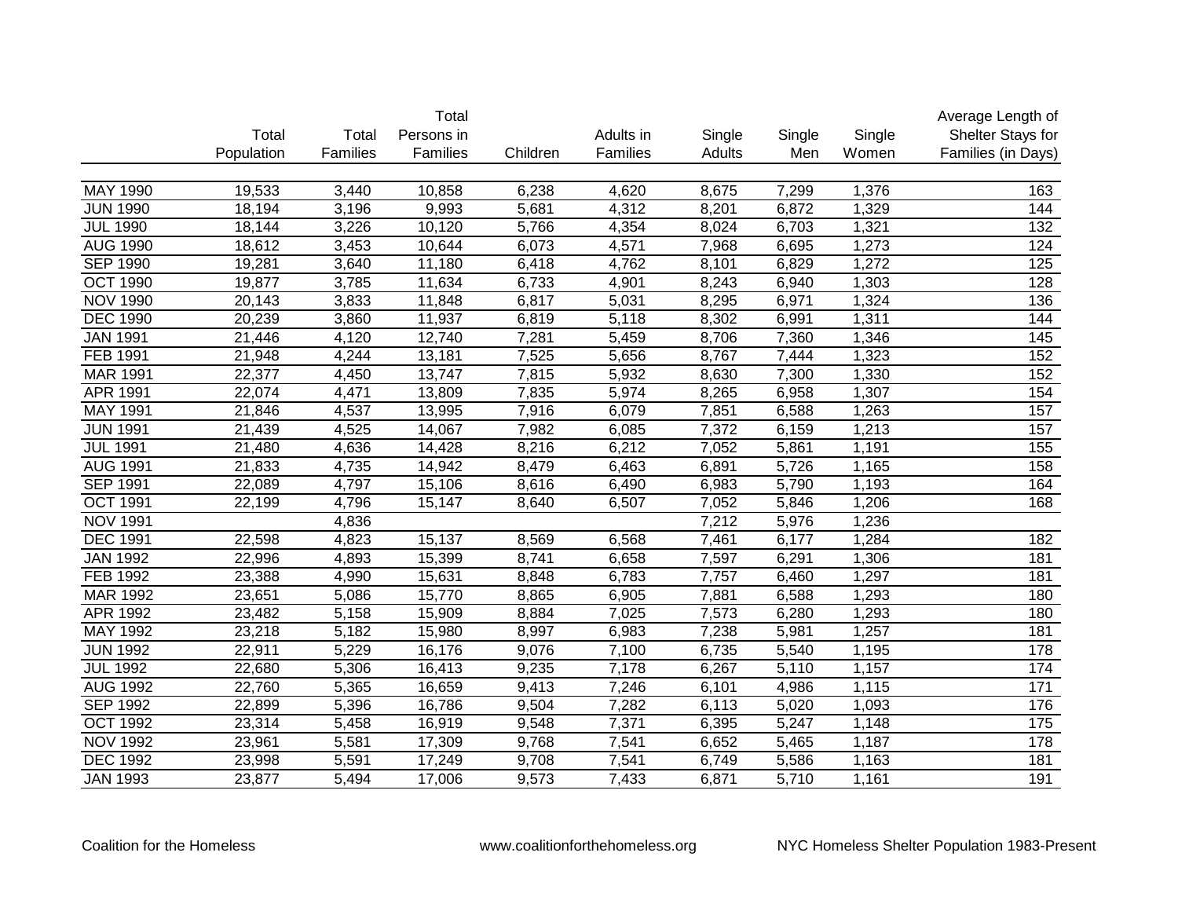| | Total Population | Total Families | Total Persons in Families | Children | Adults in Families | Single Adults | Single Men | Single Women | Average Length of Shelter Stays for Families (in Days) |
|---|---|---|---|---|---|---|---|---|---|
| MAY 1990 | 19,533 | 3,440 | 10,858 | 6,238 | 4,620 | 8,675 | 7,299 | 1,376 | 163 |
| JUN 1990 | 18,194 | 3,196 | 9,993 | 5,681 | 4,312 | 8,201 | 6,872 | 1,329 | 144 |
| JUL 1990 | 18,144 | 3,226 | 10,120 | 5,766 | 4,354 | 8,024 | 6,703 | 1,321 | 132 |
| AUG 1990 | 18,612 | 3,453 | 10,644 | 6,073 | 4,571 | 7,968 | 6,695 | 1,273 | 124 |
| SEP 1990 | 19,281 | 3,640 | 11,180 | 6,418 | 4,762 | 8,101 | 6,829 | 1,272 | 125 |
| OCT 1990 | 19,877 | 3,785 | 11,634 | 6,733 | 4,901 | 8,243 | 6,940 | 1,303 | 128 |
| NOV 1990 | 20,143 | 3,833 | 11,848 | 6,817 | 5,031 | 8,295 | 6,971 | 1,324 | 136 |
| DEC 1990 | 20,239 | 3,860 | 11,937 | 6,819 | 5,118 | 8,302 | 6,991 | 1,311 | 144 |
| JAN 1991 | 21,446 | 4,120 | 12,740 | 7,281 | 5,459 | 8,706 | 7,360 | 1,346 | 145 |
| FEB 1991 | 21,948 | 4,244 | 13,181 | 7,525 | 5,656 | 8,767 | 7,444 | 1,323 | 152 |
| MAR 1991 | 22,377 | 4,450 | 13,747 | 7,815 | 5,932 | 8,630 | 7,300 | 1,330 | 152 |
| APR 1991 | 22,074 | 4,471 | 13,809 | 7,835 | 5,974 | 8,265 | 6,958 | 1,307 | 154 |
| MAY 1991 | 21,846 | 4,537 | 13,995 | 7,916 | 6,079 | 7,851 | 6,588 | 1,263 | 157 |
| JUN 1991 | 21,439 | 4,525 | 14,067 | 7,982 | 6,085 | 7,372 | 6,159 | 1,213 | 157 |
| JUL 1991 | 21,480 | 4,636 | 14,428 | 8,216 | 6,212 | 7,052 | 5,861 | 1,191 | 155 |
| AUG 1991 | 21,833 | 4,735 | 14,942 | 8,479 | 6,463 | 6,891 | 5,726 | 1,165 | 158 |
| SEP 1991 | 22,089 | 4,797 | 15,106 | 8,616 | 6,490 | 6,983 | 5,790 | 1,193 | 164 |
| OCT 1991 | 22,199 | 4,796 | 15,147 | 8,640 | 6,507 | 7,052 | 5,846 | 1,206 | 168 |
| NOV 1991 | | 4,836 | | | | 7,212 | 5,976 | 1,236 | |
| DEC 1991 | 22,598 | 4,823 | 15,137 | 8,569 | 6,568 | 7,461 | 6,177 | 1,284 | 182 |
| JAN 1992 | 22,996 | 4,893 | 15,399 | 8,741 | 6,658 | 7,597 | 6,291 | 1,306 | 181 |
| FEB 1992 | 23,388 | 4,990 | 15,631 | 8,848 | 6,783 | 7,757 | 6,460 | 1,297 | 181 |
| MAR 1992 | 23,651 | 5,086 | 15,770 | 8,865 | 6,905 | 7,881 | 6,588 | 1,293 | 180 |
| APR 1992 | 23,482 | 5,158 | 15,909 | 8,884 | 7,025 | 7,573 | 6,280 | 1,293 | 180 |
| MAY 1992 | 23,218 | 5,182 | 15,980 | 8,997 | 6,983 | 7,238 | 5,981 | 1,257 | 181 |
| JUN 1992 | 22,911 | 5,229 | 16,176 | 9,076 | 7,100 | 6,735 | 5,540 | 1,195 | 178 |
| JUL 1992 | 22,680 | 5,306 | 16,413 | 9,235 | 7,178 | 6,267 | 5,110 | 1,157 | 174 |
| AUG 1992 | 22,760 | 5,365 | 16,659 | 9,413 | 7,246 | 6,101 | 4,986 | 1,115 | 171 |
| SEP 1992 | 22,899 | 5,396 | 16,786 | 9,504 | 7,282 | 6,113 | 5,020 | 1,093 | 176 |
| OCT 1992 | 23,314 | 5,458 | 16,919 | 9,548 | 7,371 | 6,395 | 5,247 | 1,148 | 175 |
| NOV 1992 | 23,961 | 5,581 | 17,309 | 9,768 | 7,541 | 6,652 | 5,465 | 1,187 | 178 |
| DEC 1992 | 23,998 | 5,591 | 17,249 | 9,708 | 7,541 | 6,749 | 5,586 | 1,163 | 181 |
| JAN 1993 | 23,877 | 5,494 | 17,006 | 9,573 | 7,433 | 6,871 | 5,710 | 1,161 | 191 |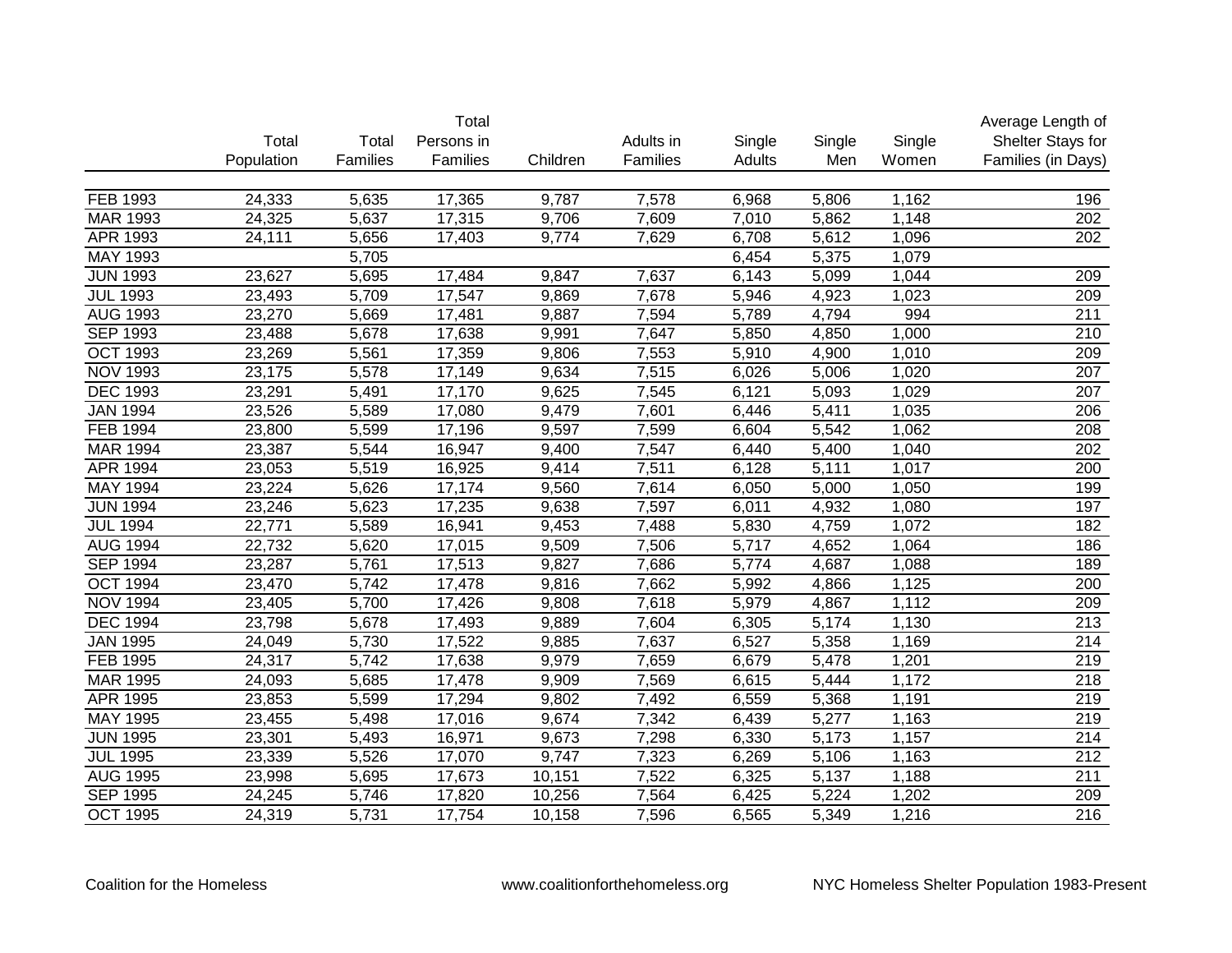| | Total Population | Total Families | Total Persons in Families | Children | Adults in Families | Single Adults | Single Men | Single Women | Average Length of Shelter Stays for Families (in Days) |
|---|---|---|---|---|---|---|---|---|---|
| FEB 1993 | 24,333 | 5,635 | 17,365 | 9,787 | 7,578 | 6,968 | 5,806 | 1,162 | 196 |
| MAR 1993 | 24,325 | 5,637 | 17,315 | 9,706 | 7,609 | 7,010 | 5,862 | 1,148 | 202 |
| APR 1993 | 24,111 | 5,656 | 17,403 | 9,774 | 7,629 | 6,708 | 5,612 | 1,096 | 202 |
| MAY 1993 | | 5,705 | | | | 6,454 | 5,375 | 1,079 | |
| JUN 1993 | 23,627 | 5,695 | 17,484 | 9,847 | 7,637 | 6,143 | 5,099 | 1,044 | 209 |
| JUL 1993 | 23,493 | 5,709 | 17,547 | 9,869 | 7,678 | 5,946 | 4,923 | 1,023 | 209 |
| AUG 1993 | 23,270 | 5,669 | 17,481 | 9,887 | 7,594 | 5,789 | 4,794 | 994 | 211 |
| SEP 1993 | 23,488 | 5,678 | 17,638 | 9,991 | 7,647 | 5,850 | 4,850 | 1,000 | 210 |
| OCT 1993 | 23,269 | 5,561 | 17,359 | 9,806 | 7,553 | 5,910 | 4,900 | 1,010 | 209 |
| NOV 1993 | 23,175 | 5,578 | 17,149 | 9,634 | 7,515 | 6,026 | 5,006 | 1,020 | 207 |
| DEC 1993 | 23,291 | 5,491 | 17,170 | 9,625 | 7,545 | 6,121 | 5,093 | 1,029 | 207 |
| JAN 1994 | 23,526 | 5,589 | 17,080 | 9,479 | 7,601 | 6,446 | 5,411 | 1,035 | 206 |
| FEB 1994 | 23,800 | 5,599 | 17,196 | 9,597 | 7,599 | 6,604 | 5,542 | 1,062 | 208 |
| MAR 1994 | 23,387 | 5,544 | 16,947 | 9,400 | 7,547 | 6,440 | 5,400 | 1,040 | 202 |
| APR 1994 | 23,053 | 5,519 | 16,925 | 9,414 | 7,511 | 6,128 | 5,111 | 1,017 | 200 |
| MAY 1994 | 23,224 | 5,626 | 17,174 | 9,560 | 7,614 | 6,050 | 5,000 | 1,050 | 199 |
| JUN 1994 | 23,246 | 5,623 | 17,235 | 9,638 | 7,597 | 6,011 | 4,932 | 1,080 | 197 |
| JUL 1994 | 22,771 | 5,589 | 16,941 | 9,453 | 7,488 | 5,830 | 4,759 | 1,072 | 182 |
| AUG 1994 | 22,732 | 5,620 | 17,015 | 9,509 | 7,506 | 5,717 | 4,652 | 1,064 | 186 |
| SEP 1994 | 23,287 | 5,761 | 17,513 | 9,827 | 7,686 | 5,774 | 4,687 | 1,088 | 189 |
| OCT 1994 | 23,470 | 5,742 | 17,478 | 9,816 | 7,662 | 5,992 | 4,866 | 1,125 | 200 |
| NOV 1994 | 23,405 | 5,700 | 17,426 | 9,808 | 7,618 | 5,979 | 4,867 | 1,112 | 209 |
| DEC 1994 | 23,798 | 5,678 | 17,493 | 9,889 | 7,604 | 6,305 | 5,174 | 1,130 | 213 |
| JAN 1995 | 24,049 | 5,730 | 17,522 | 9,885 | 7,637 | 6,527 | 5,358 | 1,169 | 214 |
| FEB 1995 | 24,317 | 5,742 | 17,638 | 9,979 | 7,659 | 6,679 | 5,478 | 1,201 | 219 |
| MAR 1995 | 24,093 | 5,685 | 17,478 | 9,909 | 7,569 | 6,615 | 5,444 | 1,172 | 218 |
| APR 1995 | 23,853 | 5,599 | 17,294 | 9,802 | 7,492 | 6,559 | 5,368 | 1,191 | 219 |
| MAY 1995 | 23,455 | 5,498 | 17,016 | 9,674 | 7,342 | 6,439 | 5,277 | 1,163 | 219 |
| JUN 1995 | 23,301 | 5,493 | 16,971 | 9,673 | 7,298 | 6,330 | 5,173 | 1,157 | 214 |
| JUL 1995 | 23,339 | 5,526 | 17,070 | 9,747 | 7,323 | 6,269 | 5,106 | 1,163 | 212 |
| AUG 1995 | 23,998 | 5,695 | 17,673 | 10,151 | 7,522 | 6,325 | 5,137 | 1,188 | 211 |
| SEP 1995 | 24,245 | 5,746 | 17,820 | 10,256 | 7,564 | 6,425 | 5,224 | 1,202 | 209 |
| OCT 1995 | 24,319 | 5,731 | 17,754 | 10,158 | 7,596 | 6,565 | 5,349 | 1,216 | 216 |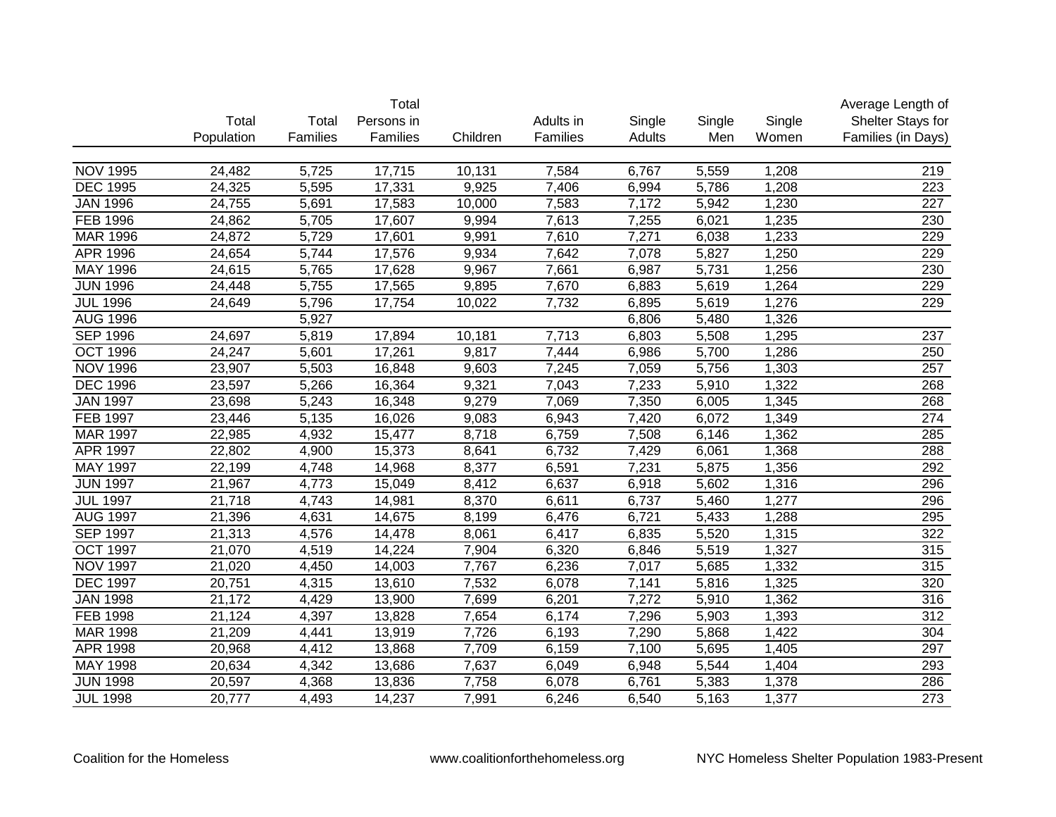| | Total Population | Total Families | Total Persons in Families | Children | Adults in Families | Single Adults | Single Men | Single Women | Average Length of Shelter Stays for Families (in Days) |
|---|---|---|---|---|---|---|---|---|---|
| NOV 1995 | 24,482 | 5,725 | 17,715 | 10,131 | 7,584 | 6,767 | 5,559 | 1,208 | 219 |
| DEC 1995 | 24,325 | 5,595 | 17,331 | 9,925 | 7,406 | 6,994 | 5,786 | 1,208 | 223 |
| JAN 1996 | 24,755 | 5,691 | 17,583 | 10,000 | 7,583 | 7,172 | 5,942 | 1,230 | 227 |
| FEB 1996 | 24,862 | 5,705 | 17,607 | 9,994 | 7,613 | 7,255 | 6,021 | 1,235 | 230 |
| MAR 1996 | 24,872 | 5,729 | 17,601 | 9,991 | 7,610 | 7,271 | 6,038 | 1,233 | 229 |
| APR 1996 | 24,654 | 5,744 | 17,576 | 9,934 | 7,642 | 7,078 | 5,827 | 1,250 | 229 |
| MAY 1996 | 24,615 | 5,765 | 17,628 | 9,967 | 7,661 | 6,987 | 5,731 | 1,256 | 230 |
| JUN 1996 | 24,448 | 5,755 | 17,565 | 9,895 | 7,670 | 6,883 | 5,619 | 1,264 | 229 |
| JUL 1996 | 24,649 | 5,796 | 17,754 | 10,022 | 7,732 | 6,895 | 5,619 | 1,276 | 229 |
| AUG 1996 | | 5,927 | | | | 6,806 | 5,480 | 1,326 | |
| SEP 1996 | 24,697 | 5,819 | 17,894 | 10,181 | 7,713 | 6,803 | 5,508 | 1,295 | 237 |
| OCT 1996 | 24,247 | 5,601 | 17,261 | 9,817 | 7,444 | 6,986 | 5,700 | 1,286 | 250 |
| NOV 1996 | 23,907 | 5,503 | 16,848 | 9,603 | 7,245 | 7,059 | 5,756 | 1,303 | 257 |
| DEC 1996 | 23,597 | 5,266 | 16,364 | 9,321 | 7,043 | 7,233 | 5,910 | 1,322 | 268 |
| JAN 1997 | 23,698 | 5,243 | 16,348 | 9,279 | 7,069 | 7,350 | 6,005 | 1,345 | 268 |
| FEB 1997 | 23,446 | 5,135 | 16,026 | 9,083 | 6,943 | 7,420 | 6,072 | 1,349 | 274 |
| MAR 1997 | 22,985 | 4,932 | 15,477 | 8,718 | 6,759 | 7,508 | 6,146 | 1,362 | 285 |
| APR 1997 | 22,802 | 4,900 | 15,373 | 8,641 | 6,732 | 7,429 | 6,061 | 1,368 | 288 |
| MAY 1997 | 22,199 | 4,748 | 14,968 | 8,377 | 6,591 | 7,231 | 5,875 | 1,356 | 292 |
| JUN 1997 | 21,967 | 4,773 | 15,049 | 8,412 | 6,637 | 6,918 | 5,602 | 1,316 | 296 |
| JUL 1997 | 21,718 | 4,743 | 14,981 | 8,370 | 6,611 | 6,737 | 5,460 | 1,277 | 296 |
| AUG 1997 | 21,396 | 4,631 | 14,675 | 8,199 | 6,476 | 6,721 | 5,433 | 1,288 | 295 |
| SEP 1997 | 21,313 | 4,576 | 14,478 | 8,061 | 6,417 | 6,835 | 5,520 | 1,315 | 322 |
| OCT 1997 | 21,070 | 4,519 | 14,224 | 7,904 | 6,320 | 6,846 | 5,519 | 1,327 | 315 |
| NOV 1997 | 21,020 | 4,450 | 14,003 | 7,767 | 6,236 | 7,017 | 5,685 | 1,332 | 315 |
| DEC 1997 | 20,751 | 4,315 | 13,610 | 7,532 | 6,078 | 7,141 | 5,816 | 1,325 | 320 |
| JAN 1998 | 21,172 | 4,429 | 13,900 | 7,699 | 6,201 | 7,272 | 5,910 | 1,362 | 316 |
| FEB 1998 | 21,124 | 4,397 | 13,828 | 7,654 | 6,174 | 7,296 | 5,903 | 1,393 | 312 |
| MAR 1998 | 21,209 | 4,441 | 13,919 | 7,726 | 6,193 | 7,290 | 5,868 | 1,422 | 304 |
| APR 1998 | 20,968 | 4,412 | 13,868 | 7,709 | 6,159 | 7,100 | 5,695 | 1,405 | 297 |
| MAY 1998 | 20,634 | 4,342 | 13,686 | 7,637 | 6,049 | 6,948 | 5,544 | 1,404 | 293 |
| JUN 1998 | 20,597 | 4,368 | 13,836 | 7,758 | 6,078 | 6,761 | 5,383 | 1,378 | 286 |
| JUL 1998 | 20,777 | 4,493 | 14,237 | 7,991 | 6,246 | 6,540 | 5,163 | 1,377 | 273 |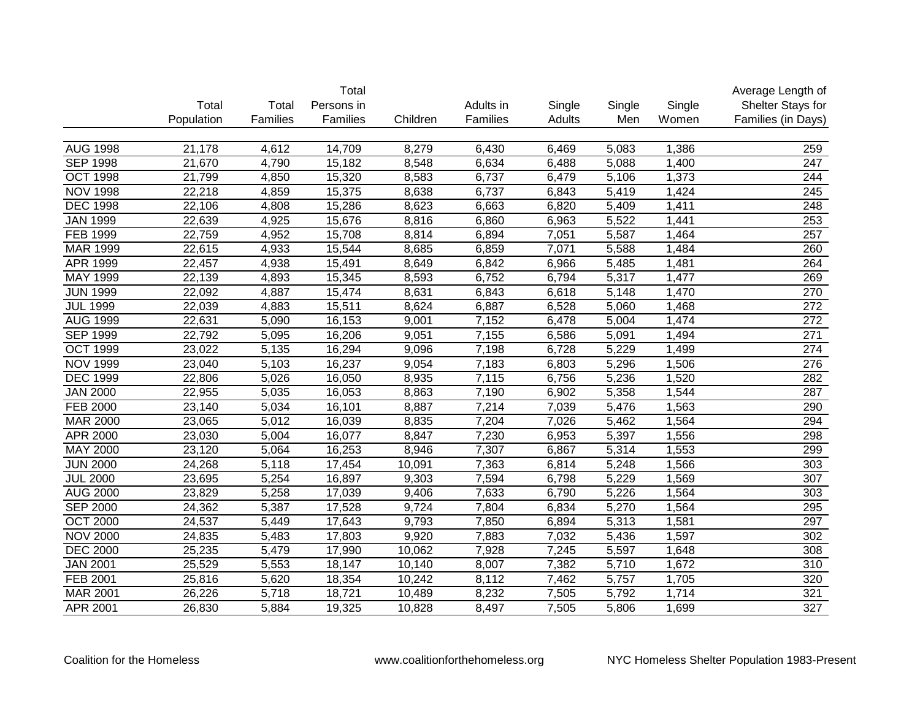| | Total Population | Total Families | Total Persons in Families | Children | Adults in Families | Single Adults | Single Men | Single Women | Average Length of Shelter Stays for Families (in Days) |
|---|---|---|---|---|---|---|---|---|---|
| AUG 1998 | 21,178 | 4,612 | 14,709 | 8,279 | 6,430 | 6,469 | 5,083 | 1,386 | 259 |
| SEP 1998 | 21,670 | 4,790 | 15,182 | 8,548 | 6,634 | 6,488 | 5,088 | 1,400 | 247 |
| OCT 1998 | 21,799 | 4,850 | 15,320 | 8,583 | 6,737 | 6,479 | 5,106 | 1,373 | 244 |
| NOV 1998 | 22,218 | 4,859 | 15,375 | 8,638 | 6,737 | 6,843 | 5,419 | 1,424 | 245 |
| DEC 1998 | 22,106 | 4,808 | 15,286 | 8,623 | 6,663 | 6,820 | 5,409 | 1,411 | 248 |
| JAN 1999 | 22,639 | 4,925 | 15,676 | 8,816 | 6,860 | 6,963 | 5,522 | 1,441 | 253 |
| FEB 1999 | 22,759 | 4,952 | 15,708 | 8,814 | 6,894 | 7,051 | 5,587 | 1,464 | 257 |
| MAR 1999 | 22,615 | 4,933 | 15,544 | 8,685 | 6,859 | 7,071 | 5,588 | 1,484 | 260 |
| APR 1999 | 22,457 | 4,938 | 15,491 | 8,649 | 6,842 | 6,966 | 5,485 | 1,481 | 264 |
| MAY 1999 | 22,139 | 4,893 | 15,345 | 8,593 | 6,752 | 6,794 | 5,317 | 1,477 | 269 |
| JUN 1999 | 22,092 | 4,887 | 15,474 | 8,631 | 6,843 | 6,618 | 5,148 | 1,470 | 270 |
| JUL 1999 | 22,039 | 4,883 | 15,511 | 8,624 | 6,887 | 6,528 | 5,060 | 1,468 | 272 |
| AUG 1999 | 22,631 | 5,090 | 16,153 | 9,001 | 7,152 | 6,478 | 5,004 | 1,474 | 272 |
| SEP 1999 | 22,792 | 5,095 | 16,206 | 9,051 | 7,155 | 6,586 | 5,091 | 1,494 | 271 |
| OCT 1999 | 23,022 | 5,135 | 16,294 | 9,096 | 7,198 | 6,728 | 5,229 | 1,499 | 274 |
| NOV 1999 | 23,040 | 5,103 | 16,237 | 9,054 | 7,183 | 6,803 | 5,296 | 1,506 | 276 |
| DEC 1999 | 22,806 | 5,026 | 16,050 | 8,935 | 7,115 | 6,756 | 5,236 | 1,520 | 282 |
| JAN 2000 | 22,955 | 5,035 | 16,053 | 8,863 | 7,190 | 6,902 | 5,358 | 1,544 | 287 |
| FEB 2000 | 23,140 | 5,034 | 16,101 | 8,887 | 7,214 | 7,039 | 5,476 | 1,563 | 290 |
| MAR 2000 | 23,065 | 5,012 | 16,039 | 8,835 | 7,204 | 7,026 | 5,462 | 1,564 | 294 |
| APR 2000 | 23,030 | 5,004 | 16,077 | 8,847 | 7,230 | 6,953 | 5,397 | 1,556 | 298 |
| MAY 2000 | 23,120 | 5,064 | 16,253 | 8,946 | 7,307 | 6,867 | 5,314 | 1,553 | 299 |
| JUN 2000 | 24,268 | 5,118 | 17,454 | 10,091 | 7,363 | 6,814 | 5,248 | 1,566 | 303 |
| JUL 2000 | 23,695 | 5,254 | 16,897 | 9,303 | 7,594 | 6,798 | 5,229 | 1,569 | 307 |
| AUG 2000 | 23,829 | 5,258 | 17,039 | 9,406 | 7,633 | 6,790 | 5,226 | 1,564 | 303 |
| SEP 2000 | 24,362 | 5,387 | 17,528 | 9,724 | 7,804 | 6,834 | 5,270 | 1,564 | 295 |
| OCT 2000 | 24,537 | 5,449 | 17,643 | 9,793 | 7,850 | 6,894 | 5,313 | 1,581 | 297 |
| NOV 2000 | 24,835 | 5,483 | 17,803 | 9,920 | 7,883 | 7,032 | 5,436 | 1,597 | 302 |
| DEC 2000 | 25,235 | 5,479 | 17,990 | 10,062 | 7,928 | 7,245 | 5,597 | 1,648 | 308 |
| JAN 2001 | 25,529 | 5,553 | 18,147 | 10,140 | 8,007 | 7,382 | 5,710 | 1,672 | 310 |
| FEB 2001 | 25,816 | 5,620 | 18,354 | 10,242 | 8,112 | 7,462 | 5,757 | 1,705 | 320 |
| MAR 2001 | 26,226 | 5,718 | 18,721 | 10,489 | 8,232 | 7,505 | 5,792 | 1,714 | 321 |
| APR 2001 | 26,830 | 5,884 | 19,325 | 10,828 | 8,497 | 7,505 | 5,806 | 1,699 | 327 |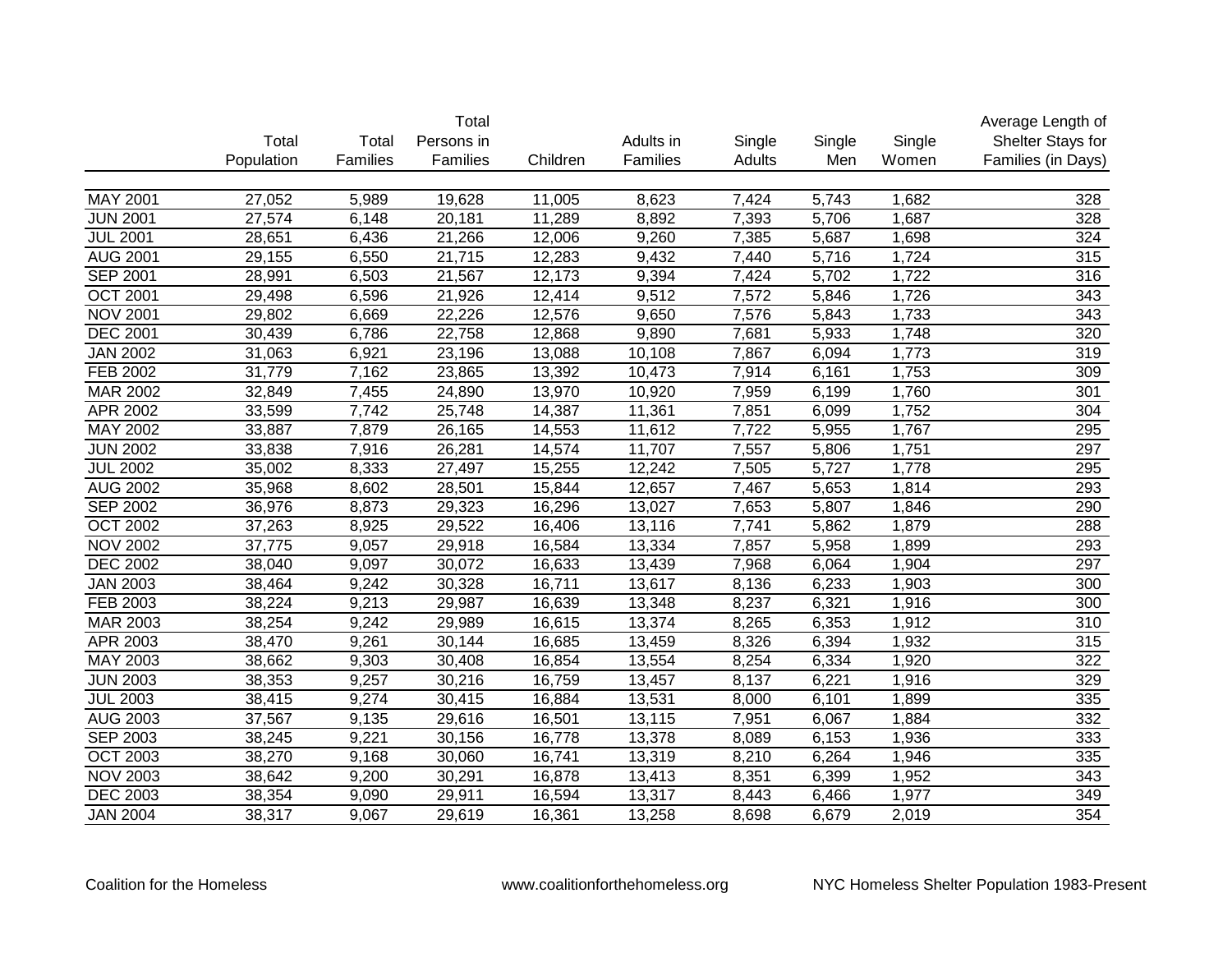| | Total Population | Total Families | Total Persons in Families | Children | Adults in Families | Single Adults | Single Men | Single Women | Average Length of Shelter Stays for Families (in Days) |
|---|---|---|---|---|---|---|---|---|---|
| MAY 2001 | 27,052 | 5,989 | 19,628 | 11,005 | 8,623 | 7,424 | 5,743 | 1,682 | 328 |
| JUN 2001 | 27,574 | 6,148 | 20,181 | 11,289 | 8,892 | 7,393 | 5,706 | 1,687 | 328 |
| JUL 2001 | 28,651 | 6,436 | 21,266 | 12,006 | 9,260 | 7,385 | 5,687 | 1,698 | 324 |
| AUG 2001 | 29,155 | 6,550 | 21,715 | 12,283 | 9,432 | 7,440 | 5,716 | 1,724 | 315 |
| SEP 2001 | 28,991 | 6,503 | 21,567 | 12,173 | 9,394 | 7,424 | 5,702 | 1,722 | 316 |
| OCT 2001 | 29,498 | 6,596 | 21,926 | 12,414 | 9,512 | 7,572 | 5,846 | 1,726 | 343 |
| NOV 2001 | 29,802 | 6,669 | 22,226 | 12,576 | 9,650 | 7,576 | 5,843 | 1,733 | 343 |
| DEC 2001 | 30,439 | 6,786 | 22,758 | 12,868 | 9,890 | 7,681 | 5,933 | 1,748 | 320 |
| JAN 2002 | 31,063 | 6,921 | 23,196 | 13,088 | 10,108 | 7,867 | 6,094 | 1,773 | 319 |
| FEB 2002 | 31,779 | 7,162 | 23,865 | 13,392 | 10,473 | 7,914 | 6,161 | 1,753 | 309 |
| MAR 2002 | 32,849 | 7,455 | 24,890 | 13,970 | 10,920 | 7,959 | 6,199 | 1,760 | 301 |
| APR 2002 | 33,599 | 7,742 | 25,748 | 14,387 | 11,361 | 7,851 | 6,099 | 1,752 | 304 |
| MAY 2002 | 33,887 | 7,879 | 26,165 | 14,553 | 11,612 | 7,722 | 5,955 | 1,767 | 295 |
| JUN 2002 | 33,838 | 7,916 | 26,281 | 14,574 | 11,707 | 7,557 | 5,806 | 1,751 | 297 |
| JUL 2002 | 35,002 | 8,333 | 27,497 | 15,255 | 12,242 | 7,505 | 5,727 | 1,778 | 295 |
| AUG 2002 | 35,968 | 8,602 | 28,501 | 15,844 | 12,657 | 7,467 | 5,653 | 1,814 | 293 |
| SEP 2002 | 36,976 | 8,873 | 29,323 | 16,296 | 13,027 | 7,653 | 5,807 | 1,846 | 290 |
| OCT 2002 | 37,263 | 8,925 | 29,522 | 16,406 | 13,116 | 7,741 | 5,862 | 1,879 | 288 |
| NOV 2002 | 37,775 | 9,057 | 29,918 | 16,584 | 13,334 | 7,857 | 5,958 | 1,899 | 293 |
| DEC 2002 | 38,040 | 9,097 | 30,072 | 16,633 | 13,439 | 7,968 | 6,064 | 1,904 | 297 |
| JAN 2003 | 38,464 | 9,242 | 30,328 | 16,711 | 13,617 | 8,136 | 6,233 | 1,903 | 300 |
| FEB 2003 | 38,224 | 9,213 | 29,987 | 16,639 | 13,348 | 8,237 | 6,321 | 1,916 | 300 |
| MAR 2003 | 38,254 | 9,242 | 29,989 | 16,615 | 13,374 | 8,265 | 6,353 | 1,912 | 310 |
| APR 2003 | 38,470 | 9,261 | 30,144 | 16,685 | 13,459 | 8,326 | 6,394 | 1,932 | 315 |
| MAY 2003 | 38,662 | 9,303 | 30,408 | 16,854 | 13,554 | 8,254 | 6,334 | 1,920 | 322 |
| JUN 2003 | 38,353 | 9,257 | 30,216 | 16,759 | 13,457 | 8,137 | 6,221 | 1,916 | 329 |
| JUL 2003 | 38,415 | 9,274 | 30,415 | 16,884 | 13,531 | 8,000 | 6,101 | 1,899 | 335 |
| AUG 2003 | 37,567 | 9,135 | 29,616 | 16,501 | 13,115 | 7,951 | 6,067 | 1,884 | 332 |
| SEP 2003 | 38,245 | 9,221 | 30,156 | 16,778 | 13,378 | 8,089 | 6,153 | 1,936 | 333 |
| OCT 2003 | 38,270 | 9,168 | 30,060 | 16,741 | 13,319 | 8,210 | 6,264 | 1,946 | 335 |
| NOV 2003 | 38,642 | 9,200 | 30,291 | 16,878 | 13,413 | 8,351 | 6,399 | 1,952 | 343 |
| DEC 2003 | 38,354 | 9,090 | 29,911 | 16,594 | 13,317 | 8,443 | 6,466 | 1,977 | 349 |
| JAN 2004 | 38,317 | 9,067 | 29,619 | 16,361 | 13,258 | 8,698 | 6,679 | 2,019 | 354 |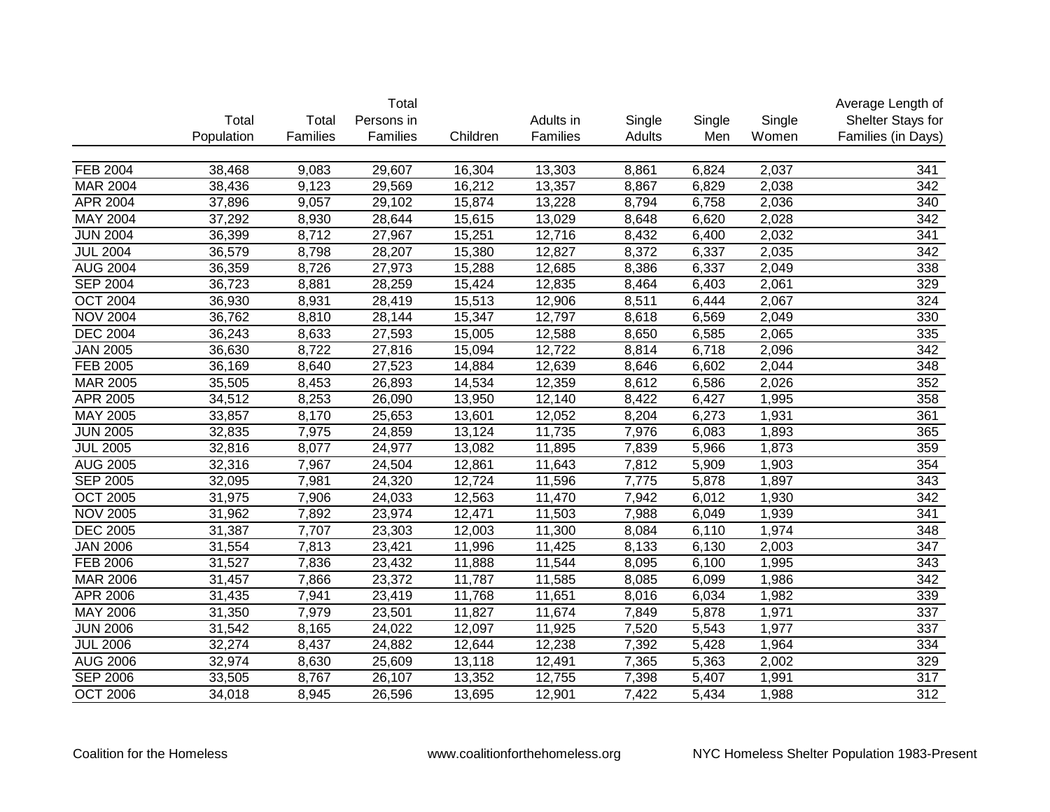| | Total Population | Total Families | Total Persons in Families | Children | Adults in Families | Single Adults | Single Men | Single Women | Average Length of Shelter Stays for Families (in Days) |
|---|---|---|---|---|---|---|---|---|---|
| FEB 2004 | 38,468 | 9,083 | 29,607 | 16,304 | 13,303 | 8,861 | 6,824 | 2,037 | 341 |
| MAR 2004 | 38,436 | 9,123 | 29,569 | 16,212 | 13,357 | 8,867 | 6,829 | 2,038 | 342 |
| APR 2004 | 37,896 | 9,057 | 29,102 | 15,874 | 13,228 | 8,794 | 6,758 | 2,036 | 340 |
| MAY 2004 | 37,292 | 8,930 | 28,644 | 15,615 | 13,029 | 8,648 | 6,620 | 2,028 | 342 |
| JUN 2004 | 36,399 | 8,712 | 27,967 | 15,251 | 12,716 | 8,432 | 6,400 | 2,032 | 341 |
| JUL 2004 | 36,579 | 8,798 | 28,207 | 15,380 | 12,827 | 8,372 | 6,337 | 2,035 | 342 |
| AUG 2004 | 36,359 | 8,726 | 27,973 | 15,288 | 12,685 | 8,386 | 6,337 | 2,049 | 338 |
| SEP 2004 | 36,723 | 8,881 | 28,259 | 15,424 | 12,835 | 8,464 | 6,403 | 2,061 | 329 |
| OCT 2004 | 36,930 | 8,931 | 28,419 | 15,513 | 12,906 | 8,511 | 6,444 | 2,067 | 324 |
| NOV 2004 | 36,762 | 8,810 | 28,144 | 15,347 | 12,797 | 8,618 | 6,569 | 2,049 | 330 |
| DEC 2004 | 36,243 | 8,633 | 27,593 | 15,005 | 12,588 | 8,650 | 6,585 | 2,065 | 335 |
| JAN 2005 | 36,630 | 8,722 | 27,816 | 15,094 | 12,722 | 8,814 | 6,718 | 2,096 | 342 |
| FEB 2005 | 36,169 | 8,640 | 27,523 | 14,884 | 12,639 | 8,646 | 6,602 | 2,044 | 348 |
| MAR 2005 | 35,505 | 8,453 | 26,893 | 14,534 | 12,359 | 8,612 | 6,586 | 2,026 | 352 |
| APR 2005 | 34,512 | 8,253 | 26,090 | 13,950 | 12,140 | 8,422 | 6,427 | 1,995 | 358 |
| MAY 2005 | 33,857 | 8,170 | 25,653 | 13,601 | 12,052 | 8,204 | 6,273 | 1,931 | 361 |
| JUN 2005 | 32,835 | 7,975 | 24,859 | 13,124 | 11,735 | 7,976 | 6,083 | 1,893 | 365 |
| JUL 2005 | 32,816 | 8,077 | 24,977 | 13,082 | 11,895 | 7,839 | 5,966 | 1,873 | 359 |
| AUG 2005 | 32,316 | 7,967 | 24,504 | 12,861 | 11,643 | 7,812 | 5,909 | 1,903 | 354 |
| SEP 2005 | 32,095 | 7,981 | 24,320 | 12,724 | 11,596 | 7,775 | 5,878 | 1,897 | 343 |
| OCT 2005 | 31,975 | 7,906 | 24,033 | 12,563 | 11,470 | 7,942 | 6,012 | 1,930 | 342 |
| NOV 2005 | 31,962 | 7,892 | 23,974 | 12,471 | 11,503 | 7,988 | 6,049 | 1,939 | 341 |
| DEC 2005 | 31,387 | 7,707 | 23,303 | 12,003 | 11,300 | 8,084 | 6,110 | 1,974 | 348 |
| JAN 2006 | 31,554 | 7,813 | 23,421 | 11,996 | 11,425 | 8,133 | 6,130 | 2,003 | 347 |
| FEB 2006 | 31,527 | 7,836 | 23,432 | 11,888 | 11,544 | 8,095 | 6,100 | 1,995 | 343 |
| MAR 2006 | 31,457 | 7,866 | 23,372 | 11,787 | 11,585 | 8,085 | 6,099 | 1,986 | 342 |
| APR 2006 | 31,435 | 7,941 | 23,419 | 11,768 | 11,651 | 8,016 | 6,034 | 1,982 | 339 |
| MAY 2006 | 31,350 | 7,979 | 23,501 | 11,827 | 11,674 | 7,849 | 5,878 | 1,971 | 337 |
| JUN 2006 | 31,542 | 8,165 | 24,022 | 12,097 | 11,925 | 7,520 | 5,543 | 1,977 | 337 |
| JUL 2006 | 32,274 | 8,437 | 24,882 | 12,644 | 12,238 | 7,392 | 5,428 | 1,964 | 334 |
| AUG 2006 | 32,974 | 8,630 | 25,609 | 13,118 | 12,491 | 7,365 | 5,363 | 2,002 | 329 |
| SEP 2006 | 33,505 | 8,767 | 26,107 | 13,352 | 12,755 | 7,398 | 5,407 | 1,991 | 317 |
| OCT 2006 | 34,018 | 8,945 | 26,596 | 13,695 | 12,901 | 7,422 | 5,434 | 1,988 | 312 |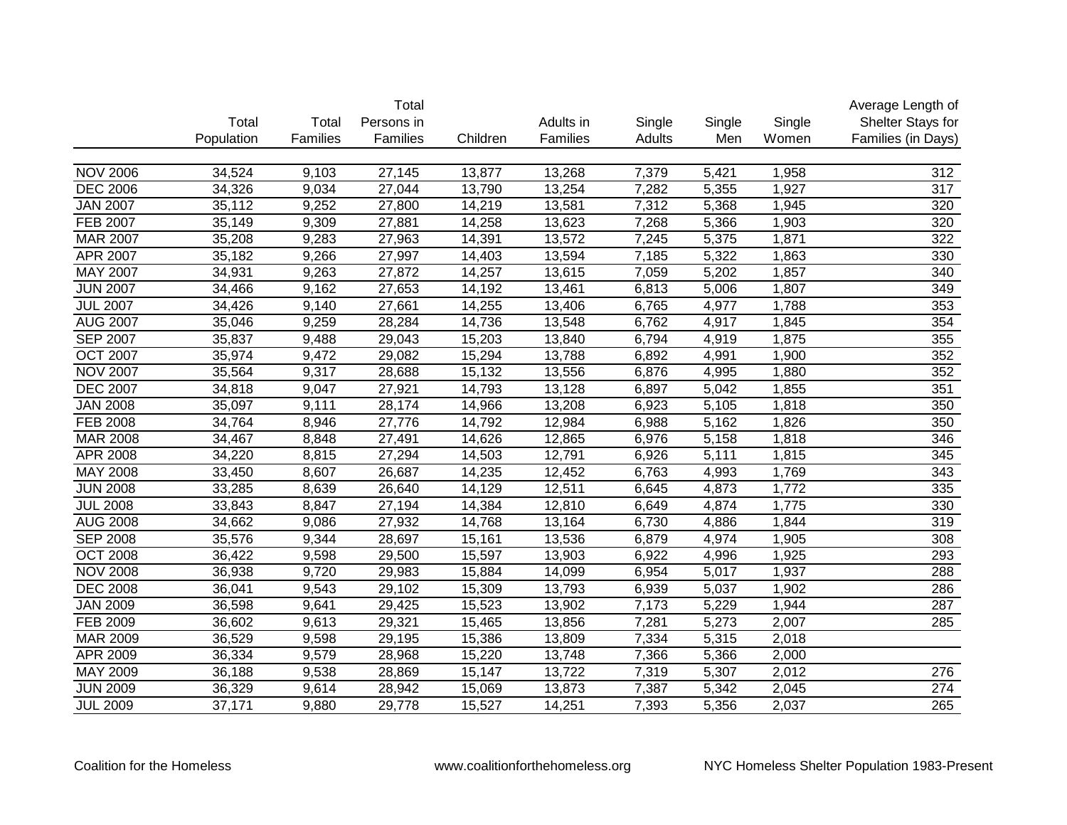| | Total Population | Total Families | Total Persons in Families | Children | Adults in Families | Single Adults | Single Men | Single Women | Average Length of Shelter Stays for Families (in Days) |
|---|---|---|---|---|---|---|---|---|---|
| NOV 2006 | 34,524 | 9,103 | 27,145 | 13,877 | 13,268 | 7,379 | 5,421 | 1,958 | 312 |
| DEC 2006 | 34,326 | 9,034 | 27,044 | 13,790 | 13,254 | 7,282 | 5,355 | 1,927 | 317 |
| JAN 2007 | 35,112 | 9,252 | 27,800 | 14,219 | 13,581 | 7,312 | 5,368 | 1,945 | 320 |
| FEB 2007 | 35,149 | 9,309 | 27,881 | 14,258 | 13,623 | 7,268 | 5,366 | 1,903 | 320 |
| MAR 2007 | 35,208 | 9,283 | 27,963 | 14,391 | 13,572 | 7,245 | 5,375 | 1,871 | 322 |
| APR 2007 | 35,182 | 9,266 | 27,997 | 14,403 | 13,594 | 7,185 | 5,322 | 1,863 | 330 |
| MAY 2007 | 34,931 | 9,263 | 27,872 | 14,257 | 13,615 | 7,059 | 5,202 | 1,857 | 340 |
| JUN 2007 | 34,466 | 9,162 | 27,653 | 14,192 | 13,461 | 6,813 | 5,006 | 1,807 | 349 |
| JUL 2007 | 34,426 | 9,140 | 27,661 | 14,255 | 13,406 | 6,765 | 4,977 | 1,788 | 353 |
| AUG 2007 | 35,046 | 9,259 | 28,284 | 14,736 | 13,548 | 6,762 | 4,917 | 1,845 | 354 |
| SEP 2007 | 35,837 | 9,488 | 29,043 | 15,203 | 13,840 | 6,794 | 4,919 | 1,875 | 355 |
| OCT 2007 | 35,974 | 9,472 | 29,082 | 15,294 | 13,788 | 6,892 | 4,991 | 1,900 | 352 |
| NOV 2007 | 35,564 | 9,317 | 28,688 | 15,132 | 13,556 | 6,876 | 4,995 | 1,880 | 352 |
| DEC 2007 | 34,818 | 9,047 | 27,921 | 14,793 | 13,128 | 6,897 | 5,042 | 1,855 | 351 |
| JAN 2008 | 35,097 | 9,111 | 28,174 | 14,966 | 13,208 | 6,923 | 5,105 | 1,818 | 350 |
| FEB 2008 | 34,764 | 8,946 | 27,776 | 14,792 | 12,984 | 6,988 | 5,162 | 1,826 | 350 |
| MAR 2008 | 34,467 | 8,848 | 27,491 | 14,626 | 12,865 | 6,976 | 5,158 | 1,818 | 346 |
| APR 2008 | 34,220 | 8,815 | 27,294 | 14,503 | 12,791 | 6,926 | 5,111 | 1,815 | 345 |
| MAY 2008 | 33,450 | 8,607 | 26,687 | 14,235 | 12,452 | 6,763 | 4,993 | 1,769 | 343 |
| JUN 2008 | 33,285 | 8,639 | 26,640 | 14,129 | 12,511 | 6,645 | 4,873 | 1,772 | 335 |
| JUL 2008 | 33,843 | 8,847 | 27,194 | 14,384 | 12,810 | 6,649 | 4,874 | 1,775 | 330 |
| AUG 2008 | 34,662 | 9,086 | 27,932 | 14,768 | 13,164 | 6,730 | 4,886 | 1,844 | 319 |
| SEP 2008 | 35,576 | 9,344 | 28,697 | 15,161 | 13,536 | 6,879 | 4,974 | 1,905 | 308 |
| OCT 2008 | 36,422 | 9,598 | 29,500 | 15,597 | 13,903 | 6,922 | 4,996 | 1,925 | 293 |
| NOV 2008 | 36,938 | 9,720 | 29,983 | 15,884 | 14,099 | 6,954 | 5,017 | 1,937 | 288 |
| DEC 2008 | 36,041 | 9,543 | 29,102 | 15,309 | 13,793 | 6,939 | 5,037 | 1,902 | 286 |
| JAN 2009 | 36,598 | 9,641 | 29,425 | 15,523 | 13,902 | 7,173 | 5,229 | 1,944 | 287 |
| FEB 2009 | 36,602 | 9,613 | 29,321 | 15,465 | 13,856 | 7,281 | 5,273 | 2,007 | 285 |
| MAR 2009 | 36,529 | 9,598 | 29,195 | 15,386 | 13,809 | 7,334 | 5,315 | 2,018 | |
| APR 2009 | 36,334 | 9,579 | 28,968 | 15,220 | 13,748 | 7,366 | 5,366 | 2,000 | |
| MAY 2009 | 36,188 | 9,538 | 28,869 | 15,147 | 13,722 | 7,319 | 5,307 | 2,012 | 276 |
| JUN 2009 | 36,329 | 9,614 | 28,942 | 15,069 | 13,873 | 7,387 | 5,342 | 2,045 | 274 |
| JUL 2009 | 37,171 | 9,880 | 29,778 | 15,527 | 14,251 | 7,393 | 5,356 | 2,037 | 265 |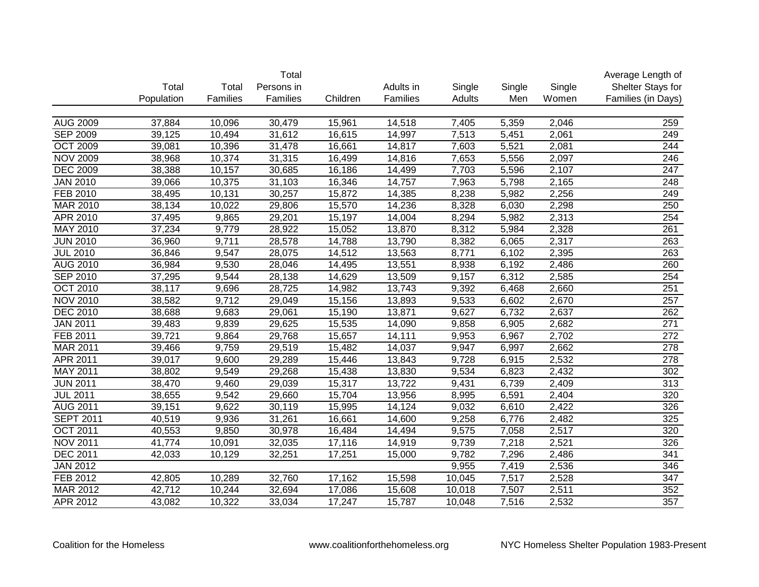| | Total Population | Total Families | Total Persons in Families | Children | Adults in Families | Single Adults | Single Men | Single Women | Average Length of Shelter Stays for Families (in Days) |
|---|---|---|---|---|---|---|---|---|---|
| AUG 2009 | 37,884 | 10,096 | 30,479 | 15,961 | 14,518 | 7,405 | 5,359 | 2,046 | 259 |
| SEP 2009 | 39,125 | 10,494 | 31,612 | 16,615 | 14,997 | 7,513 | 5,451 | 2,061 | 249 |
| OCT 2009 | 39,081 | 10,396 | 31,478 | 16,661 | 14,817 | 7,603 | 5,521 | 2,081 | 244 |
| NOV 2009 | 38,968 | 10,374 | 31,315 | 16,499 | 14,816 | 7,653 | 5,556 | 2,097 | 246 |
| DEC 2009 | 38,388 | 10,157 | 30,685 | 16,186 | 14,499 | 7,703 | 5,596 | 2,107 | 247 |
| JAN 2010 | 39,066 | 10,375 | 31,103 | 16,346 | 14,757 | 7,963 | 5,798 | 2,165 | 248 |
| FEB 2010 | 38,495 | 10,131 | 30,257 | 15,872 | 14,385 | 8,238 | 5,982 | 2,256 | 249 |
| MAR 2010 | 38,134 | 10,022 | 29,806 | 15,570 | 14,236 | 8,328 | 6,030 | 2,298 | 250 |
| APR 2010 | 37,495 | 9,865 | 29,201 | 15,197 | 14,004 | 8,294 | 5,982 | 2,313 | 254 |
| MAY 2010 | 37,234 | 9,779 | 28,922 | 15,052 | 13,870 | 8,312 | 5,984 | 2,328 | 261 |
| JUN 2010 | 36,960 | 9,711 | 28,578 | 14,788 | 13,790 | 8,382 | 6,065 | 2,317 | 263 |
| JUL 2010 | 36,846 | 9,547 | 28,075 | 14,512 | 13,563 | 8,771 | 6,102 | 2,395 | 263 |
| AUG 2010 | 36,984 | 9,530 | 28,046 | 14,495 | 13,551 | 8,938 | 6,192 | 2,486 | 260 |
| SEP 2010 | 37,295 | 9,544 | 28,138 | 14,629 | 13,509 | 9,157 | 6,312 | 2,585 | 254 |
| OCT 2010 | 38,117 | 9,696 | 28,725 | 14,982 | 13,743 | 9,392 | 6,468 | 2,660 | 251 |
| NOV 2010 | 38,582 | 9,712 | 29,049 | 15,156 | 13,893 | 9,533 | 6,602 | 2,670 | 257 |
| DEC 2010 | 38,688 | 9,683 | 29,061 | 15,190 | 13,871 | 9,627 | 6,732 | 2,637 | 262 |
| JAN 2011 | 39,483 | 9,839 | 29,625 | 15,535 | 14,090 | 9,858 | 6,905 | 2,682 | 271 |
| FEB 2011 | 39,721 | 9,864 | 29,768 | 15,657 | 14,111 | 9,953 | 6,967 | 2,702 | 272 |
| MAR 2011 | 39,466 | 9,759 | 29,519 | 15,482 | 14,037 | 9,947 | 6,997 | 2,662 | 278 |
| APR 2011 | 39,017 | 9,600 | 29,289 | 15,446 | 13,843 | 9,728 | 6,915 | 2,532 | 278 |
| MAY 2011 | 38,802 | 9,549 | 29,268 | 15,438 | 13,830 | 9,534 | 6,823 | 2,432 | 302 |
| JUN 2011 | 38,470 | 9,460 | 29,039 | 15,317 | 13,722 | 9,431 | 6,739 | 2,409 | 313 |
| JUL 2011 | 38,655 | 9,542 | 29,660 | 15,704 | 13,956 | 8,995 | 6,591 | 2,404 | 320 |
| AUG 2011 | 39,151 | 9,622 | 30,119 | 15,995 | 14,124 | 9,032 | 6,610 | 2,422 | 326 |
| SEPT 2011 | 40,519 | 9,936 | 31,261 | 16,661 | 14,600 | 9,258 | 6,776 | 2,482 | 325 |
| OCT 2011 | 40,553 | 9,850 | 30,978 | 16,484 | 14,494 | 9,575 | 7,058 | 2,517 | 320 |
| NOV 2011 | 41,774 | 10,091 | 32,035 | 17,116 | 14,919 | 9,739 | 7,218 | 2,521 | 326 |
| DEC 2011 | 42,033 | 10,129 | 32,251 | 17,251 | 15,000 | 9,782 | 7,296 | 2,486 | 341 |
| JAN 2012 | | | | | | 9,955 | 7,419 | 2,536 | 346 |
| FEB 2012 | 42,805 | 10,289 | 32,760 | 17,162 | 15,598 | 10,045 | 7,517 | 2,528 | 347 |
| MAR 2012 | 42,712 | 10,244 | 32,694 | 17,086 | 15,608 | 10,018 | 7,507 | 2,511 | 352 |
| APR 2012 | 43,082 | 10,322 | 33,034 | 17,247 | 15,787 | 10,048 | 7,516 | 2,532 | 357 |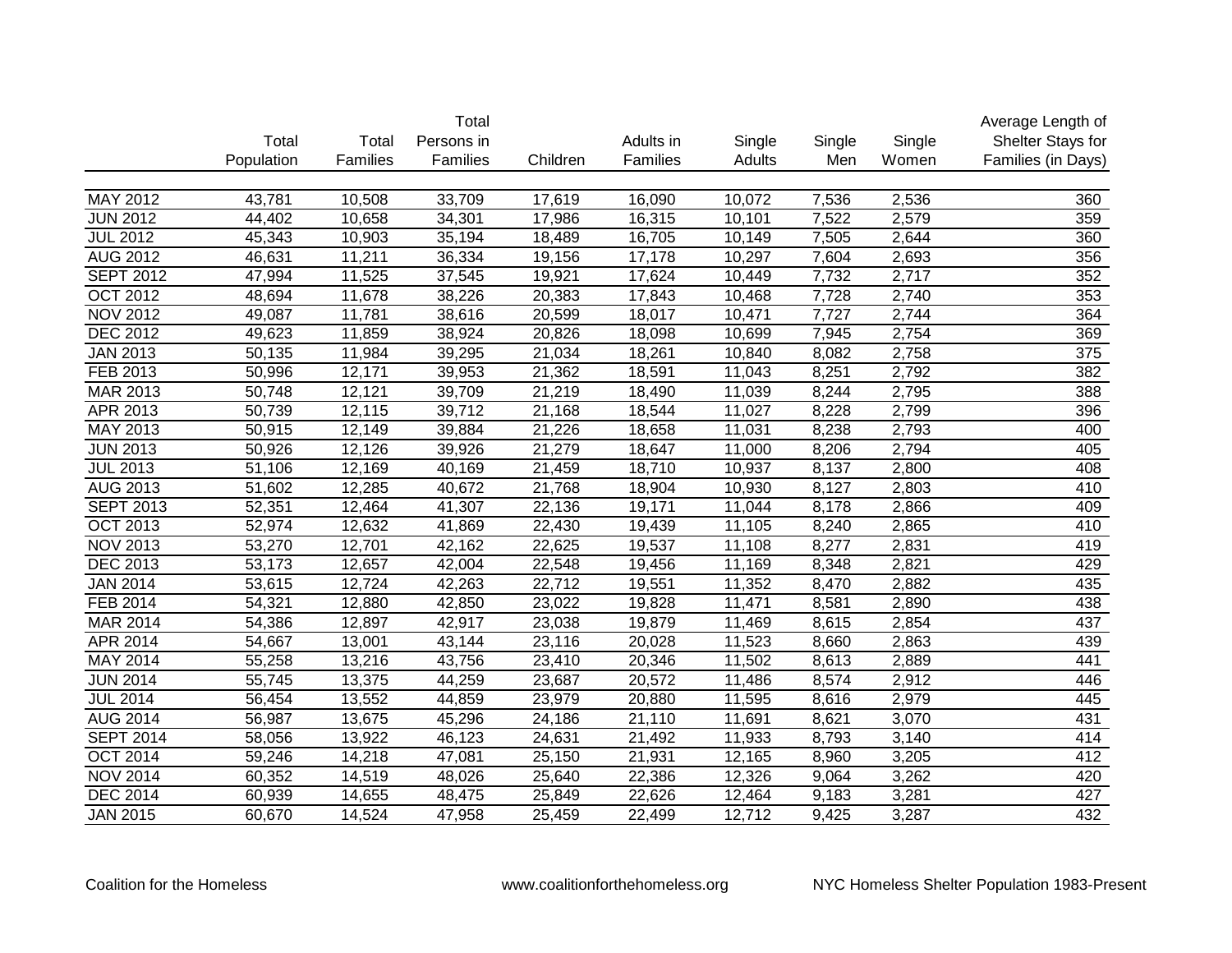| | Total Population | Total Families | Total Persons in Families | Children | Adults in Families | Single Adults | Single Men | Single Women | Average Length of Shelter Stays for Families (in Days) |
|---|---|---|---|---|---|---|---|---|---|
| MAY 2012 | 43,781 | 10,508 | 33,709 | 17,619 | 16,090 | 10,072 | 7,536 | 2,536 | 360 |
| JUN 2012 | 44,402 | 10,658 | 34,301 | 17,986 | 16,315 | 10,101 | 7,522 | 2,579 | 359 |
| JUL 2012 | 45,343 | 10,903 | 35,194 | 18,489 | 16,705 | 10,149 | 7,505 | 2,644 | 360 |
| AUG 2012 | 46,631 | 11,211 | 36,334 | 19,156 | 17,178 | 10,297 | 7,604 | 2,693 | 356 |
| SEPT 2012 | 47,994 | 11,525 | 37,545 | 19,921 | 17,624 | 10,449 | 7,732 | 2,717 | 352 |
| OCT 2012 | 48,694 | 11,678 | 38,226 | 20,383 | 17,843 | 10,468 | 7,728 | 2,740 | 353 |
| NOV 2012 | 49,087 | 11,781 | 38,616 | 20,599 | 18,017 | 10,471 | 7,727 | 2,744 | 364 |
| DEC 2012 | 49,623 | 11,859 | 38,924 | 20,826 | 18,098 | 10,699 | 7,945 | 2,754 | 369 |
| JAN 2013 | 50,135 | 11,984 | 39,295 | 21,034 | 18,261 | 10,840 | 8,082 | 2,758 | 375 |
| FEB 2013 | 50,996 | 12,171 | 39,953 | 21,362 | 18,591 | 11,043 | 8,251 | 2,792 | 382 |
| MAR 2013 | 50,748 | 12,121 | 39,709 | 21,219 | 18,490 | 11,039 | 8,244 | 2,795 | 388 |
| APR 2013 | 50,739 | 12,115 | 39,712 | 21,168 | 18,544 | 11,027 | 8,228 | 2,799 | 396 |
| MAY 2013 | 50,915 | 12,149 | 39,884 | 21,226 | 18,658 | 11,031 | 8,238 | 2,793 | 400 |
| JUN 2013 | 50,926 | 12,126 | 39,926 | 21,279 | 18,647 | 11,000 | 8,206 | 2,794 | 405 |
| JUL 2013 | 51,106 | 12,169 | 40,169 | 21,459 | 18,710 | 10,937 | 8,137 | 2,800 | 408 |
| AUG 2013 | 51,602 | 12,285 | 40,672 | 21,768 | 18,904 | 10,930 | 8,127 | 2,803 | 410 |
| SEPT 2013 | 52,351 | 12,464 | 41,307 | 22,136 | 19,171 | 11,044 | 8,178 | 2,866 | 409 |
| OCT 2013 | 52,974 | 12,632 | 41,869 | 22,430 | 19,439 | 11,105 | 8,240 | 2,865 | 410 |
| NOV 2013 | 53,270 | 12,701 | 42,162 | 22,625 | 19,537 | 11,108 | 8,277 | 2,831 | 419 |
| DEC 2013 | 53,173 | 12,657 | 42,004 | 22,548 | 19,456 | 11,169 | 8,348 | 2,821 | 429 |
| JAN 2014 | 53,615 | 12,724 | 42,263 | 22,712 | 19,551 | 11,352 | 8,470 | 2,882 | 435 |
| FEB 2014 | 54,321 | 12,880 | 42,850 | 23,022 | 19,828 | 11,471 | 8,581 | 2,890 | 438 |
| MAR 2014 | 54,386 | 12,897 | 42,917 | 23,038 | 19,879 | 11,469 | 8,615 | 2,854 | 437 |
| APR 2014 | 54,667 | 13,001 | 43,144 | 23,116 | 20,028 | 11,523 | 8,660 | 2,863 | 439 |
| MAY 2014 | 55,258 | 13,216 | 43,756 | 23,410 | 20,346 | 11,502 | 8,613 | 2,889 | 441 |
| JUN 2014 | 55,745 | 13,375 | 44,259 | 23,687 | 20,572 | 11,486 | 8,574 | 2,912 | 446 |
| JUL 2014 | 56,454 | 13,552 | 44,859 | 23,979 | 20,880 | 11,595 | 8,616 | 2,979 | 445 |
| AUG 2014 | 56,987 | 13,675 | 45,296 | 24,186 | 21,110 | 11,691 | 8,621 | 3,070 | 431 |
| SEPT 2014 | 58,056 | 13,922 | 46,123 | 24,631 | 21,492 | 11,933 | 8,793 | 3,140 | 414 |
| OCT 2014 | 59,246 | 14,218 | 47,081 | 25,150 | 21,931 | 12,165 | 8,960 | 3,205 | 412 |
| NOV 2014 | 60,352 | 14,519 | 48,026 | 25,640 | 22,386 | 12,326 | 9,064 | 3,262 | 420 |
| DEC 2014 | 60,939 | 14,655 | 48,475 | 25,849 | 22,626 | 12,464 | 9,183 | 3,281 | 427 |
| JAN 2015 | 60,670 | 14,524 | 47,958 | 25,459 | 22,499 | 12,712 | 9,425 | 3,287 | 432 |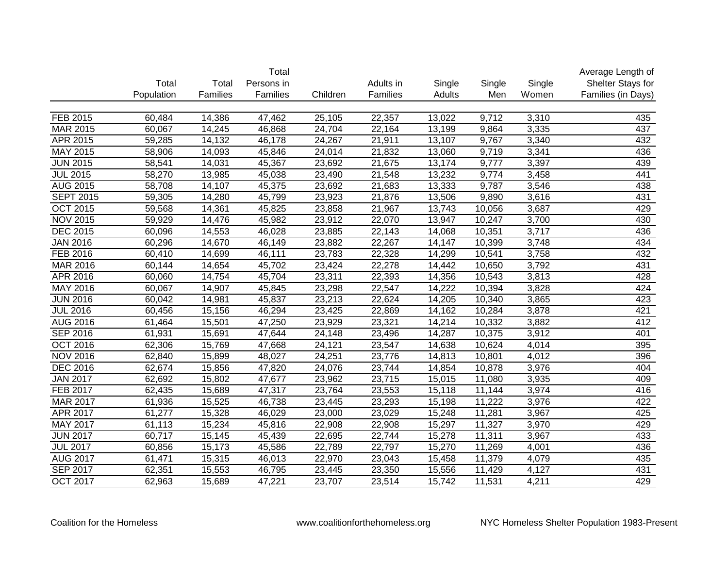| | Total Population | Total Families | Total Persons in Families | Children | Adults in Families | Single Adults | Single Men | Single Women | Average Length of Shelter Stays for Families (in Days) |
|---|---|---|---|---|---|---|---|---|---|
| FEB 2015 | 60,484 | 14,386 | 47,462 | 25,105 | 22,357 | 13,022 | 9,712 | 3,310 | 435 |
| MAR 2015 | 60,067 | 14,245 | 46,868 | 24,704 | 22,164 | 13,199 | 9,864 | 3,335 | 437 |
| APR 2015 | 59,285 | 14,132 | 46,178 | 24,267 | 21,911 | 13,107 | 9,767 | 3,340 | 432 |
| MAY 2015 | 58,906 | 14,093 | 45,846 | 24,014 | 21,832 | 13,060 | 9,719 | 3,341 | 436 |
| JUN 2015 | 58,541 | 14,031 | 45,367 | 23,692 | 21,675 | 13,174 | 9,777 | 3,397 | 439 |
| JUL 2015 | 58,270 | 13,985 | 45,038 | 23,490 | 21,548 | 13,232 | 9,774 | 3,458 | 441 |
| AUG 2015 | 58,708 | 14,107 | 45,375 | 23,692 | 21,683 | 13,333 | 9,787 | 3,546 | 438 |
| SEPT 2015 | 59,305 | 14,280 | 45,799 | 23,923 | 21,876 | 13,506 | 9,890 | 3,616 | 431 |
| OCT 2015 | 59,568 | 14,361 | 45,825 | 23,858 | 21,967 | 13,743 | 10,056 | 3,687 | 429 |
| NOV 2015 | 59,929 | 14,476 | 45,982 | 23,912 | 22,070 | 13,947 | 10,247 | 3,700 | 430 |
| DEC 2015 | 60,096 | 14,553 | 46,028 | 23,885 | 22,143 | 14,068 | 10,351 | 3,717 | 436 |
| JAN 2016 | 60,296 | 14,670 | 46,149 | 23,882 | 22,267 | 14,147 | 10,399 | 3,748 | 434 |
| FEB 2016 | 60,410 | 14,699 | 46,111 | 23,783 | 22,328 | 14,299 | 10,541 | 3,758 | 432 |
| MAR 2016 | 60,144 | 14,654 | 45,702 | 23,424 | 22,278 | 14,442 | 10,650 | 3,792 | 431 |
| APR 2016 | 60,060 | 14,754 | 45,704 | 23,311 | 22,393 | 14,356 | 10,543 | 3,813 | 428 |
| MAY 2016 | 60,067 | 14,907 | 45,845 | 23,298 | 22,547 | 14,222 | 10,394 | 3,828 | 424 |
| JUN 2016 | 60,042 | 14,981 | 45,837 | 23,213 | 22,624 | 14,205 | 10,340 | 3,865 | 423 |
| JUL 2016 | 60,456 | 15,156 | 46,294 | 23,425 | 22,869 | 14,162 | 10,284 | 3,878 | 421 |
| AUG 2016 | 61,464 | 15,501 | 47,250 | 23,929 | 23,321 | 14,214 | 10,332 | 3,882 | 412 |
| SEP 2016 | 61,931 | 15,691 | 47,644 | 24,148 | 23,496 | 14,287 | 10,375 | 3,912 | 401 |
| OCT 2016 | 62,306 | 15,769 | 47,668 | 24,121 | 23,547 | 14,638 | 10,624 | 4,014 | 395 |
| NOV 2016 | 62,840 | 15,899 | 48,027 | 24,251 | 23,776 | 14,813 | 10,801 | 4,012 | 396 |
| DEC 2016 | 62,674 | 15,856 | 47,820 | 24,076 | 23,744 | 14,854 | 10,878 | 3,976 | 404 |
| JAN 2017 | 62,692 | 15,802 | 47,677 | 23,962 | 23,715 | 15,015 | 11,080 | 3,935 | 409 |
| FEB 2017 | 62,435 | 15,689 | 47,317 | 23,764 | 23,553 | 15,118 | 11,144 | 3,974 | 416 |
| MAR 2017 | 61,936 | 15,525 | 46,738 | 23,445 | 23,293 | 15,198 | 11,222 | 3,976 | 422 |
| APR 2017 | 61,277 | 15,328 | 46,029 | 23,000 | 23,029 | 15,248 | 11,281 | 3,967 | 425 |
| MAY 2017 | 61,113 | 15,234 | 45,816 | 22,908 | 22,908 | 15,297 | 11,327 | 3,970 | 429 |
| JUN 2017 | 60,717 | 15,145 | 45,439 | 22,695 | 22,744 | 15,278 | 11,311 | 3,967 | 433 |
| JUL 2017 | 60,856 | 15,173 | 45,586 | 22,789 | 22,797 | 15,270 | 11,269 | 4,001 | 436 |
| AUG 2017 | 61,471 | 15,315 | 46,013 | 22,970 | 23,043 | 15,458 | 11,379 | 4,079 | 435 |
| SEP 2017 | 62,351 | 15,553 | 46,795 | 23,445 | 23,350 | 15,556 | 11,429 | 4,127 | 431 |
| OCT 2017 | 62,963 | 15,689 | 47,221 | 23,707 | 23,514 | 15,742 | 11,531 | 4,211 | 429 |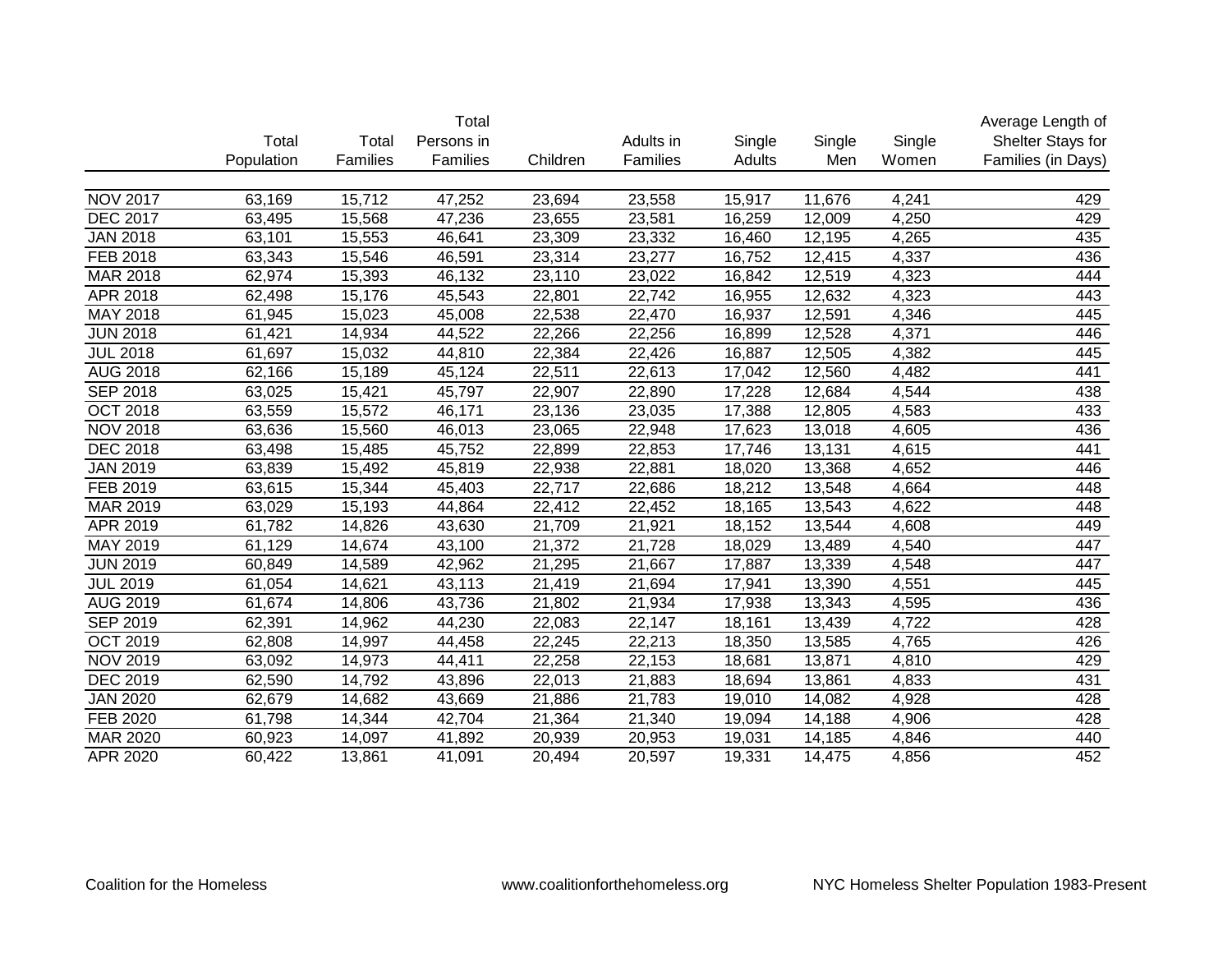| | Total Population | Total Families | Total Persons in Families | Children | Adults in Families | Single Adults | Single Men | Single Women | Average Length of Shelter Stays for Families (in Days) |
|---|---|---|---|---|---|---|---|---|---|
| NOV 2017 | 63,169 | 15,712 | 47,252 | 23,694 | 23,558 | 15,917 | 11,676 | 4,241 | 429 |
| DEC 2017 | 63,495 | 15,568 | 47,236 | 23,655 | 23,581 | 16,259 | 12,009 | 4,250 | 429 |
| JAN 2018 | 63,101 | 15,553 | 46,641 | 23,309 | 23,332 | 16,460 | 12,195 | 4,265 | 435 |
| FEB 2018 | 63,343 | 15,546 | 46,591 | 23,314 | 23,277 | 16,752 | 12,415 | 4,337 | 436 |
| MAR 2018 | 62,974 | 15,393 | 46,132 | 23,110 | 23,022 | 16,842 | 12,519 | 4,323 | 444 |
| APR 2018 | 62,498 | 15,176 | 45,543 | 22,801 | 22,742 | 16,955 | 12,632 | 4,323 | 443 |
| MAY 2018 | 61,945 | 15,023 | 45,008 | 22,538 | 22,470 | 16,937 | 12,591 | 4,346 | 445 |
| JUN 2018 | 61,421 | 14,934 | 44,522 | 22,266 | 22,256 | 16,899 | 12,528 | 4,371 | 446 |
| JUL 2018 | 61,697 | 15,032 | 44,810 | 22,384 | 22,426 | 16,887 | 12,505 | 4,382 | 445 |
| AUG 2018 | 62,166 | 15,189 | 45,124 | 22,511 | 22,613 | 17,042 | 12,560 | 4,482 | 441 |
| SEP 2018 | 63,025 | 15,421 | 45,797 | 22,907 | 22,890 | 17,228 | 12,684 | 4,544 | 438 |
| OCT 2018 | 63,559 | 15,572 | 46,171 | 23,136 | 23,035 | 17,388 | 12,805 | 4,583 | 433 |
| NOV 2018 | 63,636 | 15,560 | 46,013 | 23,065 | 22,948 | 17,623 | 13,018 | 4,605 | 436 |
| DEC 2018 | 63,498 | 15,485 | 45,752 | 22,899 | 22,853 | 17,746 | 13,131 | 4,615 | 441 |
| JAN 2019 | 63,839 | 15,492 | 45,819 | 22,938 | 22,881 | 18,020 | 13,368 | 4,652 | 446 |
| FEB 2019 | 63,615 | 15,344 | 45,403 | 22,717 | 22,686 | 18,212 | 13,548 | 4,664 | 448 |
| MAR 2019 | 63,029 | 15,193 | 44,864 | 22,412 | 22,452 | 18,165 | 13,543 | 4,622 | 448 |
| APR 2019 | 61,782 | 14,826 | 43,630 | 21,709 | 21,921 | 18,152 | 13,544 | 4,608 | 449 |
| MAY 2019 | 61,129 | 14,674 | 43,100 | 21,372 | 21,728 | 18,029 | 13,489 | 4,540 | 447 |
| JUN 2019 | 60,849 | 14,589 | 42,962 | 21,295 | 21,667 | 17,887 | 13,339 | 4,548 | 447 |
| JUL 2019 | 61,054 | 14,621 | 43,113 | 21,419 | 21,694 | 17,941 | 13,390 | 4,551 | 445 |
| AUG 2019 | 61,674 | 14,806 | 43,736 | 21,802 | 21,934 | 17,938 | 13,343 | 4,595 | 436 |
| SEP 2019 | 62,391 | 14,962 | 44,230 | 22,083 | 22,147 | 18,161 | 13,439 | 4,722 | 428 |
| OCT 2019 | 62,808 | 14,997 | 44,458 | 22,245 | 22,213 | 18,350 | 13,585 | 4,765 | 426 |
| NOV 2019 | 63,092 | 14,973 | 44,411 | 22,258 | 22,153 | 18,681 | 13,871 | 4,810 | 429 |
| DEC 2019 | 62,590 | 14,792 | 43,896 | 22,013 | 21,883 | 18,694 | 13,861 | 4,833 | 431 |
| JAN 2020 | 62,679 | 14,682 | 43,669 | 21,886 | 21,783 | 19,010 | 14,082 | 4,928 | 428 |
| FEB 2020 | 61,798 | 14,344 | 42,704 | 21,364 | 21,340 | 19,094 | 14,188 | 4,906 | 428 |
| MAR 2020 | 60,923 | 14,097 | 41,892 | 20,939 | 20,953 | 19,031 | 14,185 | 4,846 | 440 |
| APR 2020 | 60,422 | 13,861 | 41,091 | 20,494 | 20,597 | 19,331 | 14,475 | 4,856 | 452 |